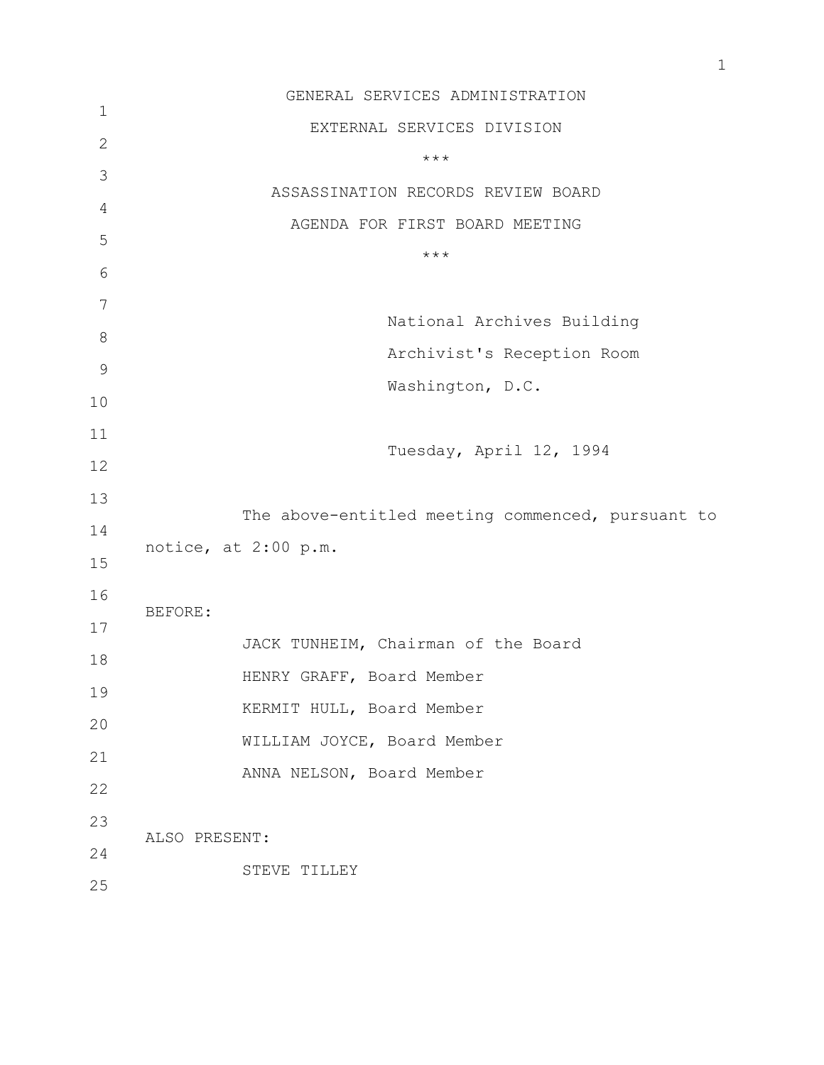GENERAL SERVICES ADMINISTRATION

EXTERNAL SERVICES DIVISION

***

ASSASSINATION RECORDS REVIEW BOARD

AGENDA FOR FIRST BOARD MEETING

***

National Archives Building
Archivist's Reception Room
Washington, D.C.

Tuesday, April 12, 1994

The above-entitled meeting commenced, pursuant to notice, at 2:00 p.m.

BEFORE:

JACK TUNHEIM, Chairman of the Board
HENRY GRAFF, Board Member
KERMIT HULL, Board Member
WILLIAM JOYCE, Board Member
ANNA NELSON, Board Member

ALSO PRESENT:

STEVE TILLEY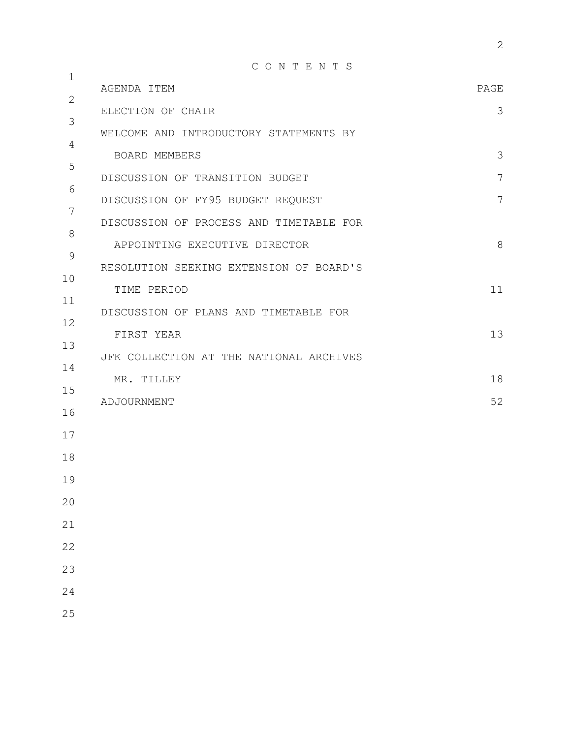# C O N T E N T S

| AGENDA ITEM | PAGE |
| --- | --- |
| ELECTION OF CHAIR | 3 |
| WELCOME AND INTRODUCTORY STATEMENTS BY BOARD MEMBERS | 3 |
| DISCUSSION OF TRANSITION BUDGET | 7 |
| DISCUSSION OF FY95 BUDGET REQUEST | 7 |
| DISCUSSION OF PROCESS AND TIMETABLE FOR APPOINTING EXECUTIVE DIRECTOR | 8 |
| RESOLUTION SEEKING EXTENSION OF BOARD'S TIME PERIOD | 11 |
| DISCUSSION OF PLANS AND TIMETABLE FOR FIRST YEAR | 13 |
| JFK COLLECTION AT THE NATIONAL ARCHIVES MR. TILLEY | 18 |
| ADJOURNMENT | 52 |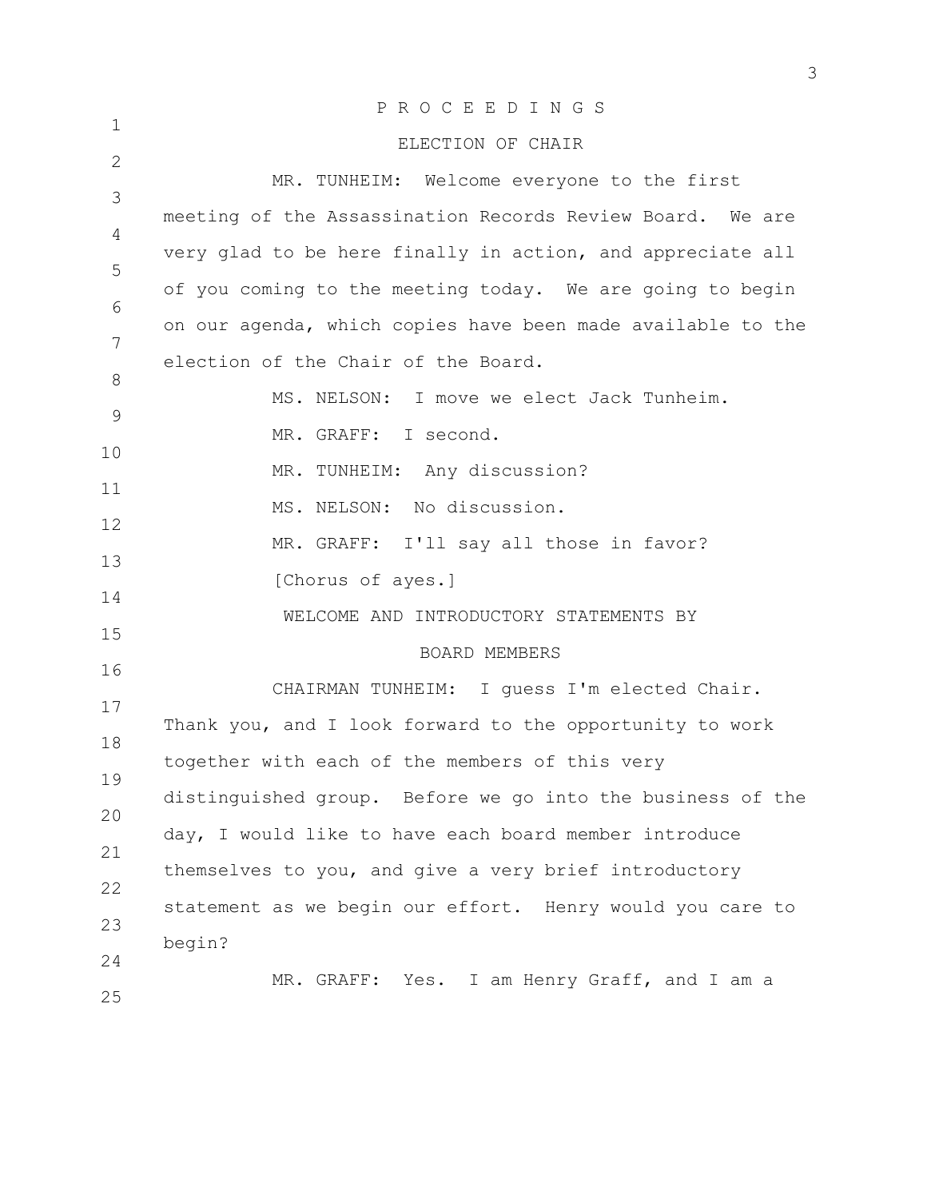PROCEEDINGS

ELECTION OF CHAIR

MR. TUNHEIM: Welcome everyone to the first meeting of the Assassination Records Review Board. We are very glad to be here finally in action, and appreciate all of you coming to the meeting today. We are going to begin on our agenda, which copies have been made available to the election of the Chair of the Board.

MS. NELSON: I move we elect Jack Tunheim.

MR. GRAFF: I second.

MR. TUNHEIM: Any discussion?

MS. NELSON: No discussion.

MR. GRAFF: I'll say all those in favor?

[Chorus of ayes.]

WELCOME AND INTRODUCTORY STATEMENTS BY BOARD MEMBERS

CHAIRMAN TUNHEIM: I guess I'm elected Chair. Thank you, and I look forward to the opportunity to work together with each of the members of this very distinguished group. Before we go into the business of the day, I would like to have each board member introduce themselves to you, and give a very brief introductory statement as we begin our effort. Henry would you care to begin?

MR. GRAFF: Yes. I am Henry Graff, and I am a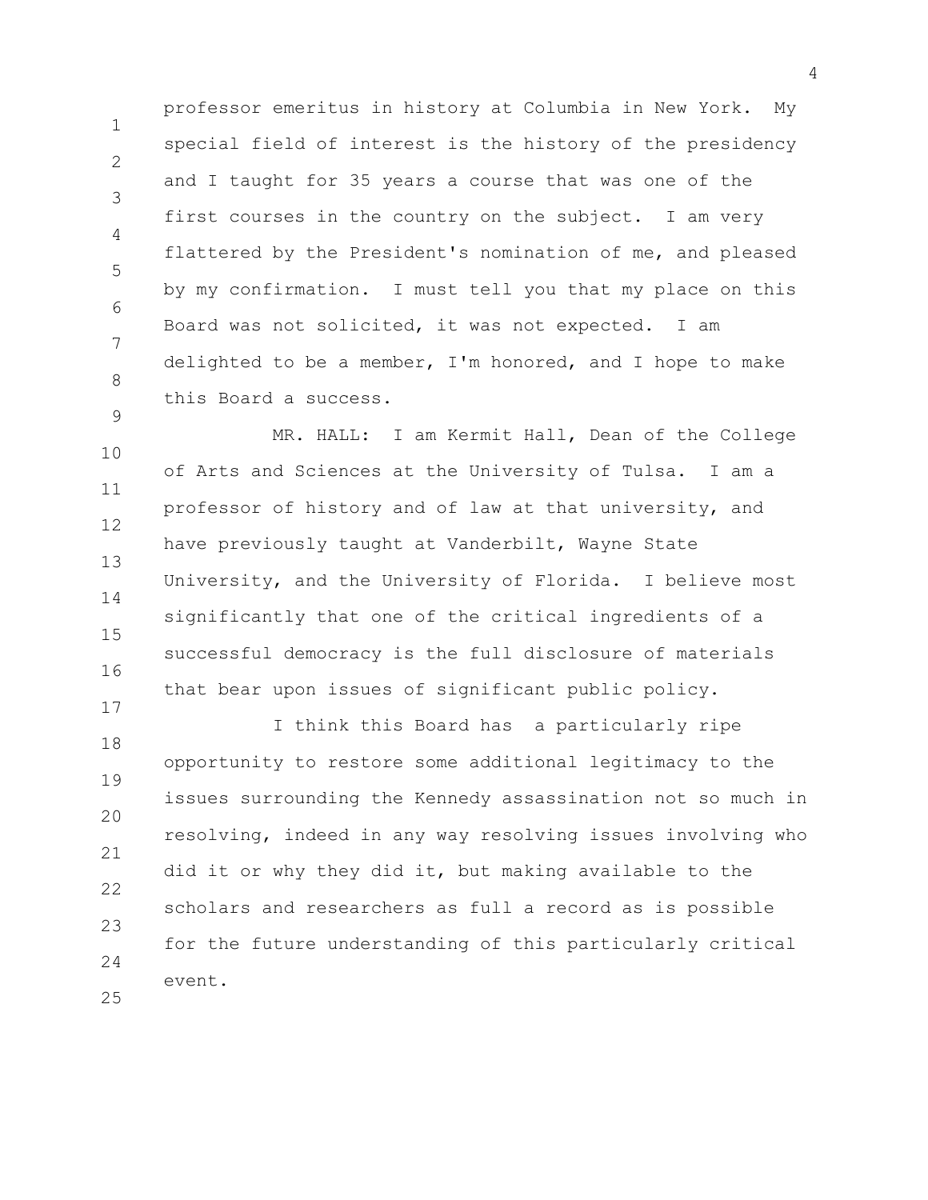professor emeritus in history at Columbia in New York. My special field of interest is the history of the presidency and I taught for 35 years a course that was one of the first courses in the country on the subject. I am very flattered by the President's nomination of me, and pleased by my confirmation. I must tell you that my place on this Board was not solicited, it was not expected. I am delighted to be a member, I'm honored, and I hope to make this Board a success.

MR. HALL: I am Kermit Hall, Dean of the College of Arts and Sciences at the University of Tulsa. I am a professor of history and of law at that university, and have previously taught at Vanderbilt, Wayne State University, and the University of Florida. I believe most significantly that one of the critical ingredients of a successful democracy is the full disclosure of materials that bear upon issues of significant public policy.

I think this Board has a particularly ripe opportunity to restore some additional legitimacy to the issues surrounding the Kennedy assassination not so much in resolving, indeed in any way resolving issues involving who did it or why they did it, but making available to the scholars and researchers as full a record as is possible for the future understanding of this particularly critical event.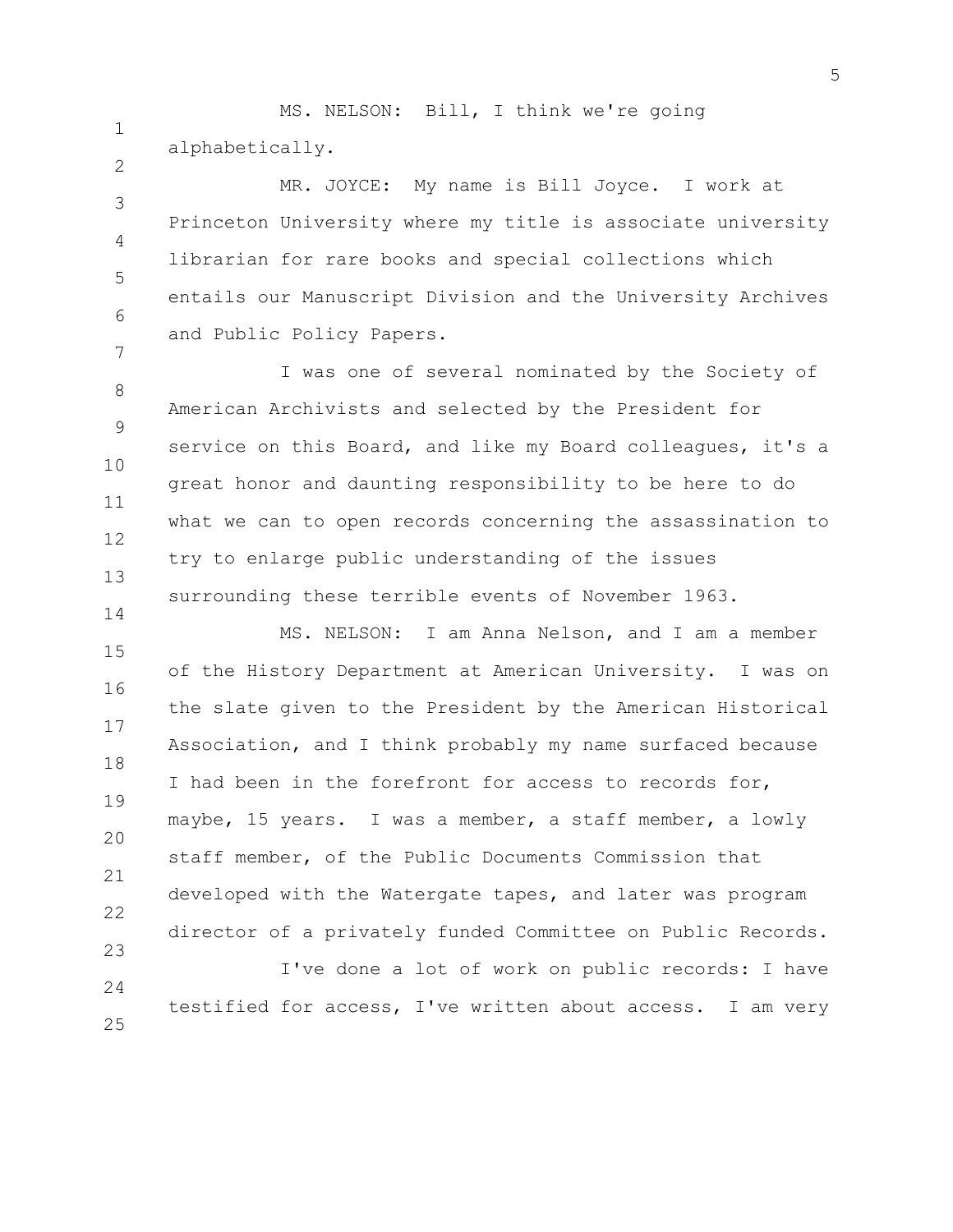MS. NELSON: Bill, I think we're going alphabetically.

MR. JOYCE: My name is Bill Joyce. I work at Princeton University where my title is associate university librarian for rare books and special collections which entails our Manuscript Division and the University Archives and Public Policy Papers.

I was one of several nominated by the Society of American Archivists and selected by the President for service on this Board, and like my Board colleagues, it's a great honor and daunting responsibility to be here to do what we can to open records concerning the assassination to try to enlarge public understanding of the issues surrounding these terrible events of November 1963.

MS. NELSON: I am Anna Nelson, and I am a member of the History Department at American University. I was on the slate given to the President by the American Historical Association, and I think probably my name surfaced because I had been in the forefront for access to records for, maybe, 15 years. I was a member, a staff member, a lowly staff member, of the Public Documents Commission that developed with the Watergate tapes, and later was program director of a privately funded Committee on Public Records.

I've done a lot of work on public records: I have testified for access, I've written about access. I am very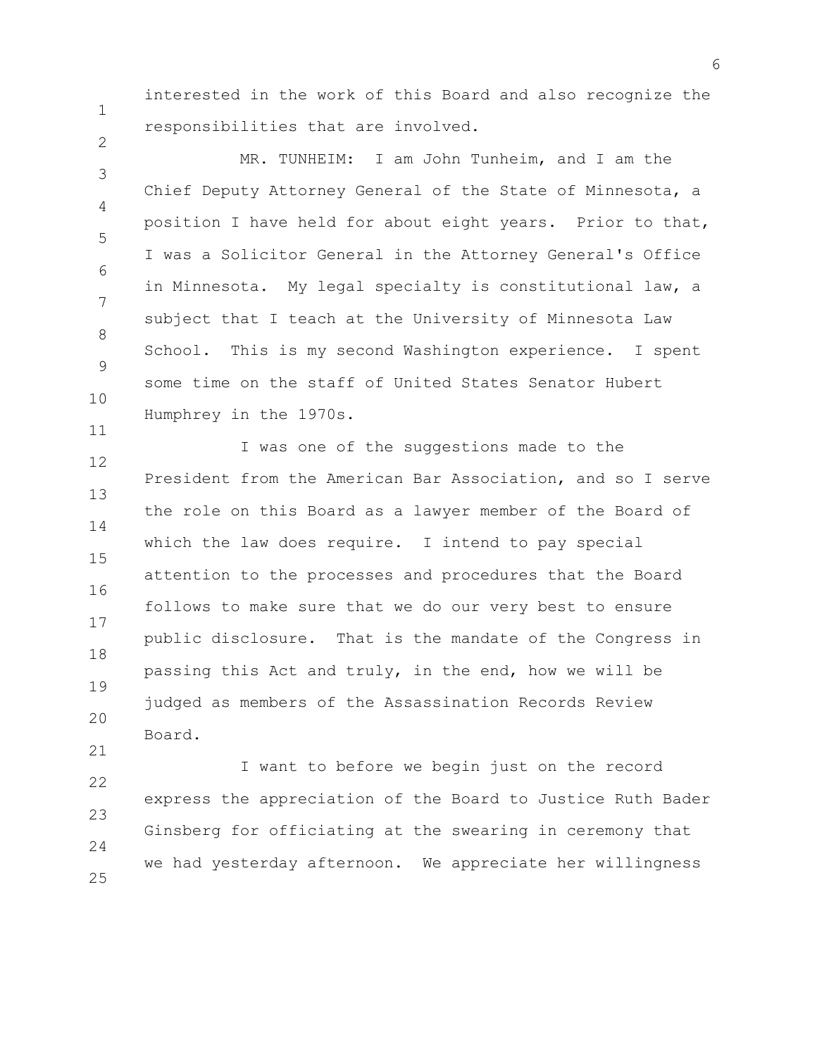interested in the work of this Board and also recognize the responsibilities that are involved.

MR. TUNHEIM: I am John Tunheim, and I am the Chief Deputy Attorney General of the State of Minnesota, a position I have held for about eight years. Prior to that, I was a Solicitor General in the Attorney General's Office in Minnesota. My legal specialty is constitutional law, a subject that I teach at the University of Minnesota Law School. This is my second Washington experience. I spent some time on the staff of United States Senator Hubert Humphrey in the 1970s.

I was one of the suggestions made to the President from the American Bar Association, and so I serve the role on this Board as a lawyer member of the Board of which the law does require. I intend to pay special attention to the processes and procedures that the Board follows to make sure that we do our very best to ensure public disclosure. That is the mandate of the Congress in passing this Act and truly, in the end, how we will be judged as members of the Assassination Records Review Board.

I want to before we begin just on the record express the appreciation of the Board to Justice Ruth Bader Ginsberg for officiating at the swearing in ceremony that we had yesterday afternoon. We appreciate her willingness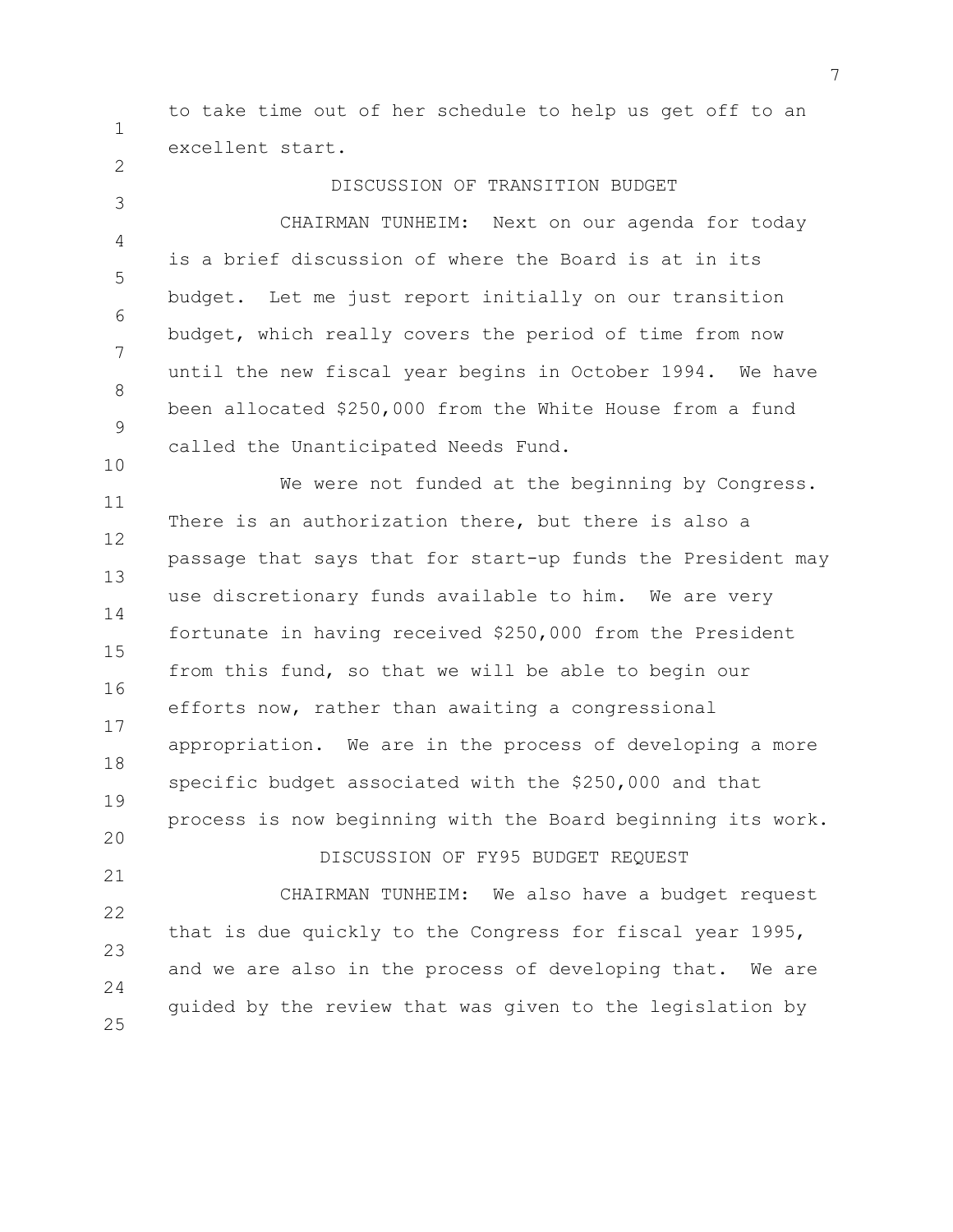to take time out of her schedule to help us get off to an excellent start.

## DISCUSSION OF TRANSITION BUDGET

CHAIRMAN TUNHEIM: Next on our agenda for today is a brief discussion of where the Board is at in its budget. Let me just report initially on our transition budget, which really covers the period of time from now until the new fiscal year begins in October 1994. We have been allocated $250,000 from the White House from a fund called the Unanticipated Needs Fund.

We were not funded at the beginning by Congress. There is an authorization there, but there is also a passage that says that for start-up funds the President may use discretionary funds available to him. We are very fortunate in having received $250,000 from the President from this fund, so that we will be able to begin our efforts now, rather than awaiting a congressional appropriation. We are in the process of developing a more specific budget associated with the $250,000 and that process is now beginning with the Board beginning its work.

## DISCUSSION OF FY95 BUDGET REQUEST

CHAIRMAN TUNHEIM: We also have a budget request that is due quickly to the Congress for fiscal year 1995, and we are also in the process of developing that. We are guided by the review that was given to the legislation by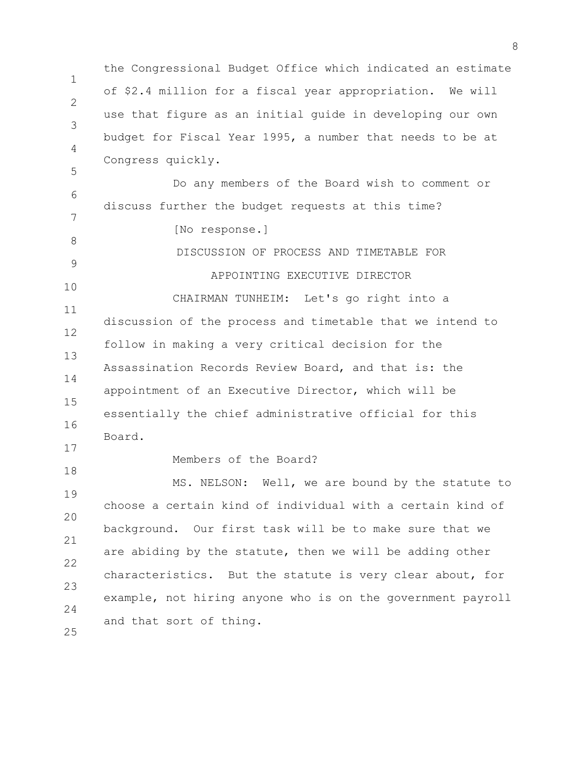the Congressional Budget Office which indicated an estimate of $2.4 million for a fiscal year appropriation. We will use that figure as an initial guide in developing our own budget for Fiscal Year 1995, a number that needs to be at Congress quickly.

Do any members of the Board wish to comment or discuss further the budget requests at this time?

[No response.]

DISCUSSION OF PROCESS AND TIMETABLE FOR APPOINTING EXECUTIVE DIRECTOR

CHAIRMAN TUNHEIM: Let's go right into a discussion of the process and timetable that we intend to follow in making a very critical decision for the Assassination Records Review Board, and that is: the appointment of an Executive Director, which will be essentially the chief administrative official for this Board.

Members of the Board?

MS. NELSON: Well, we are bound by the statute to choose a certain kind of individual with a certain kind of background. Our first task will be to make sure that we are abiding by the statute, then we will be adding other characteristics. But the statute is very clear about, for example, not hiring anyone who is on the government payroll and that sort of thing.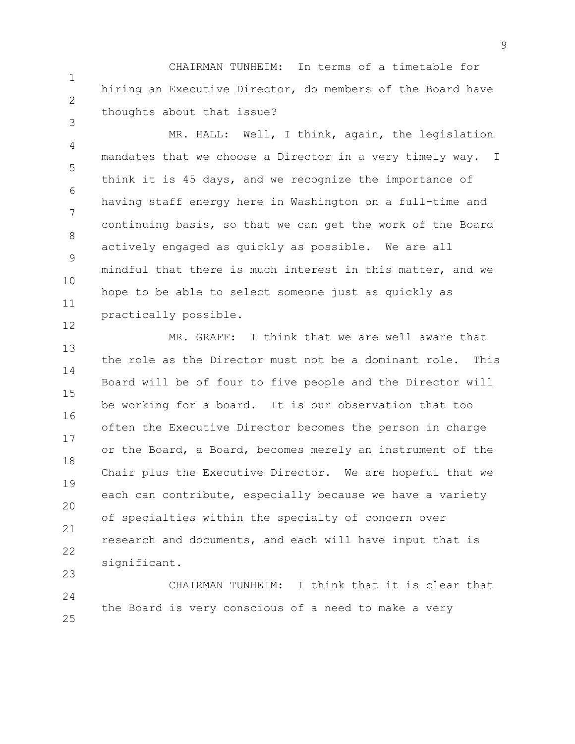CHAIRMAN TUNHEIM: In terms of a timetable for hiring an Executive Director, do members of the Board have thoughts about that issue?

MR. HALL: Well, I think, again, the legislation mandates that we choose a Director in a very timely way. I think it is 45 days, and we recognize the importance of having staff energy here in Washington on a full-time and continuing basis, so that we can get the work of the Board actively engaged as quickly as possible. We are all mindful that there is much interest in this matter, and we hope to be able to select someone just as quickly as practically possible.

MR. GRAFF: I think that we are well aware that the role as the Director must not be a dominant role. This Board will be of four to five people and the Director will be working for a board. It is our observation that too often the Executive Director becomes the person in charge or the Board, a Board, becomes merely an instrument of the Chair plus the Executive Director. We are hopeful that we each can contribute, especially because we have a variety of specialties within the specialty of concern over research and documents, and each will have input that is significant.

CHAIRMAN TUNHEIM: I think that it is clear that the Board is very conscious of a need to make a very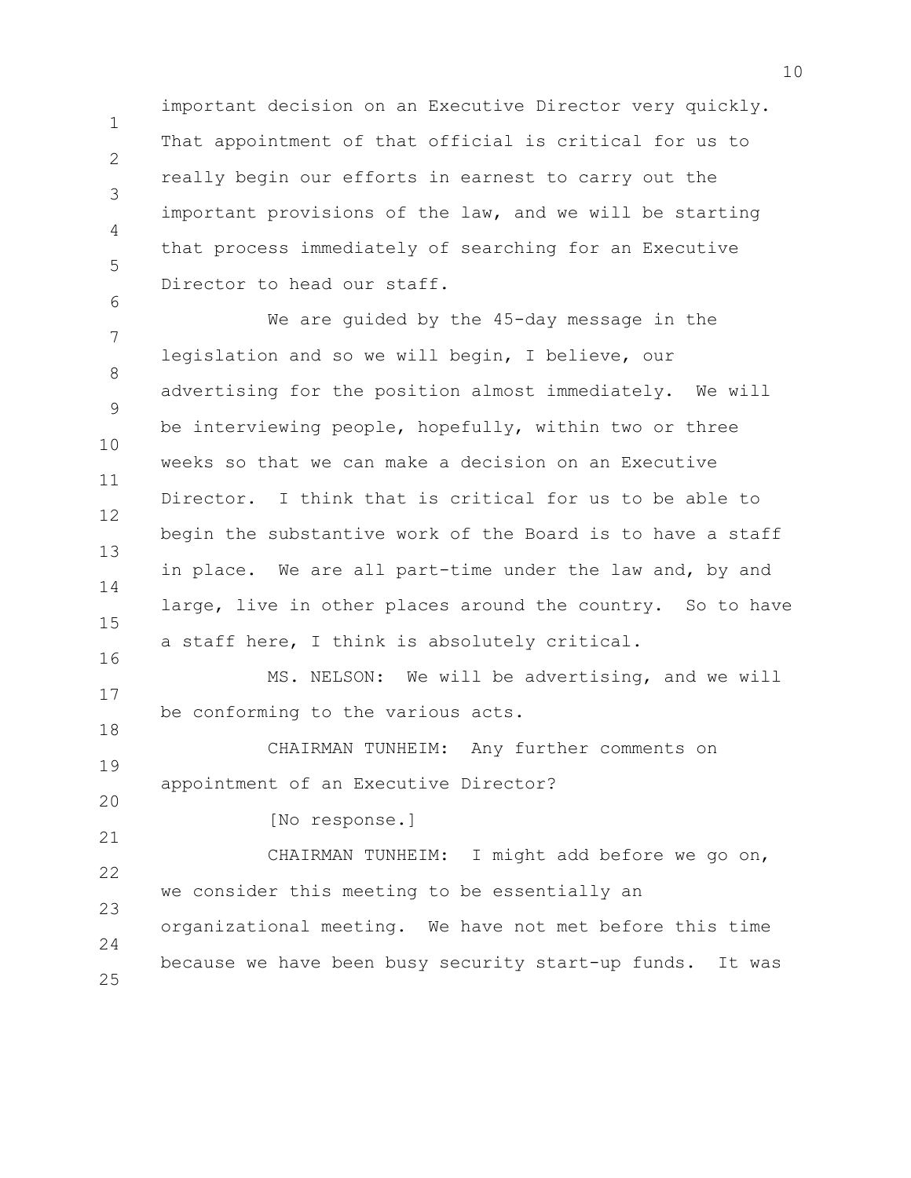important decision on an Executive Director very quickly. That appointment of that official is critical for us to really begin our efforts in earnest to carry out the important provisions of the law, and we will be starting that process immediately of searching for an Executive Director to head our staff.

We are guided by the 45-day message in the legislation and so we will begin, I believe, our advertising for the position almost immediately. We will be interviewing people, hopefully, within two or three weeks so that we can make a decision on an Executive Director. I think that is critical for us to be able to begin the substantive work of the Board is to have a staff in place. We are all part-time under the law and, by and large, live in other places around the country. So to have a staff here, I think is absolutely critical.

MS. NELSON: We will be advertising, and we will be conforming to the various acts.

CHAIRMAN TUNHEIM: Any further comments on appointment of an Executive Director?

[No response.]

CHAIRMAN TUNHEIM: I might add before we go on, we consider this meeting to be essentially an organizational meeting. We have not met before this time because we have been busy security start-up funds. It was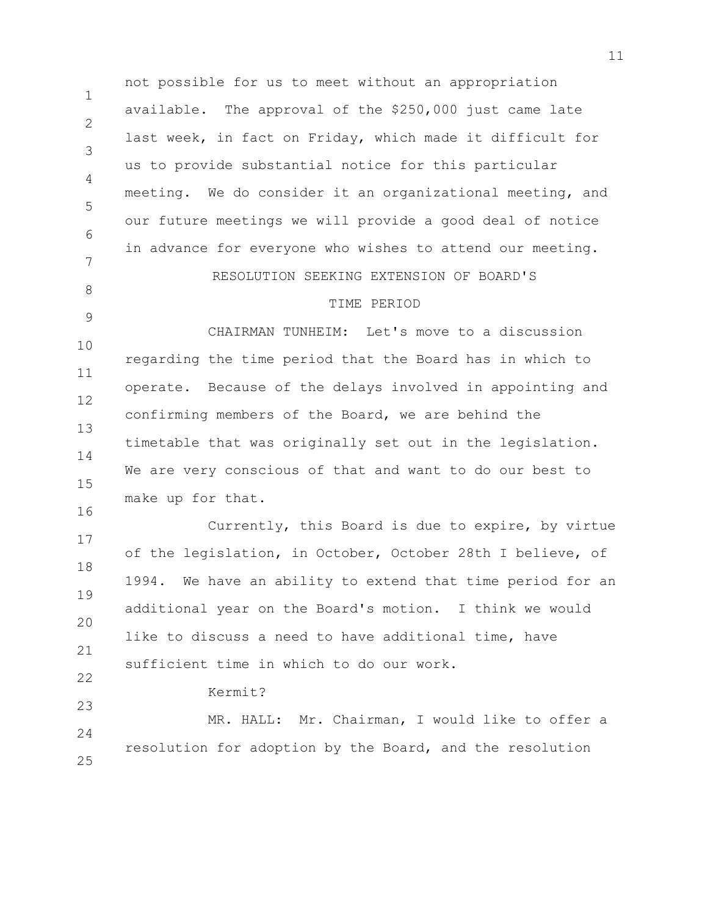not possible for us to meet without an appropriation available. The approval of the $250,000 just came late last week, in fact on Friday, which made it difficult for us to provide substantial notice for this particular meeting. We do consider it an organizational meeting, and our future meetings we will provide a good deal of notice in advance for everyone who wishes to attend our meeting.

## RESOLUTION SEEKING EXTENSION OF BOARD'S TIME PERIOD

CHAIRMAN TUNHEIM: Let's move to a discussion regarding the time period that the Board has in which to operate. Because of the delays involved in appointing and confirming members of the Board, we are behind the timetable that was originally set out in the legislation. We are very conscious of that and want to do our best to make up for that.

Currently, this Board is due to expire, by virtue of the legislation, in October, October 28th I believe, of 1994. We have an ability to extend that time period for an additional year on the Board's motion. I think we would like to discuss a need to have additional time, have sufficient time in which to do our work.

Kermit?

MR. HALL: Mr. Chairman, I would like to offer a resolution for adoption by the Board, and the resolution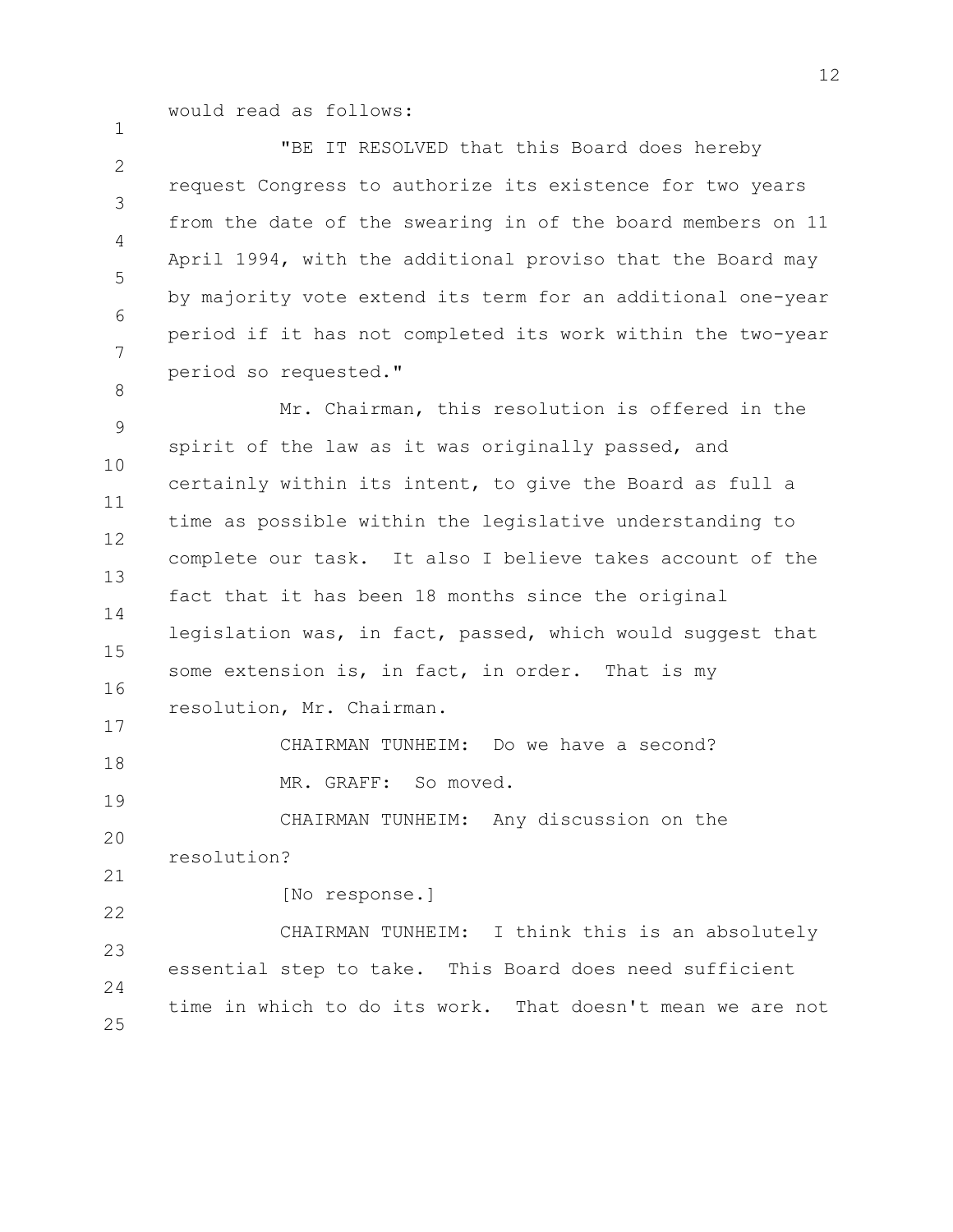would read as follows:

"BE IT RESOLVED that this Board does hereby request Congress to authorize its existence for two years from the date of the swearing in of the board members on 11 April 1994, with the additional proviso that the Board may by majority vote extend its term for an additional one-year period if it has not completed its work within the two-year period so requested."

Mr. Chairman, this resolution is offered in the spirit of the law as it was originally passed, and certainly within its intent, to give the Board as full a time as possible within the legislative understanding to complete our task. It also I believe takes account of the fact that it has been 18 months since the original legislation was, in fact, passed, which would suggest that some extension is, in fact, in order. That is my resolution, Mr. Chairman.

CHAIRMAN TUNHEIM: Do we have a second?

MR. GRAFF: So moved.

CHAIRMAN TUNHEIM: Any discussion on the resolution?

[No response.]

CHAIRMAN TUNHEIM: I think this is an absolutely essential step to take. This Board does need sufficient time in which to do its work. That doesn't mean we are not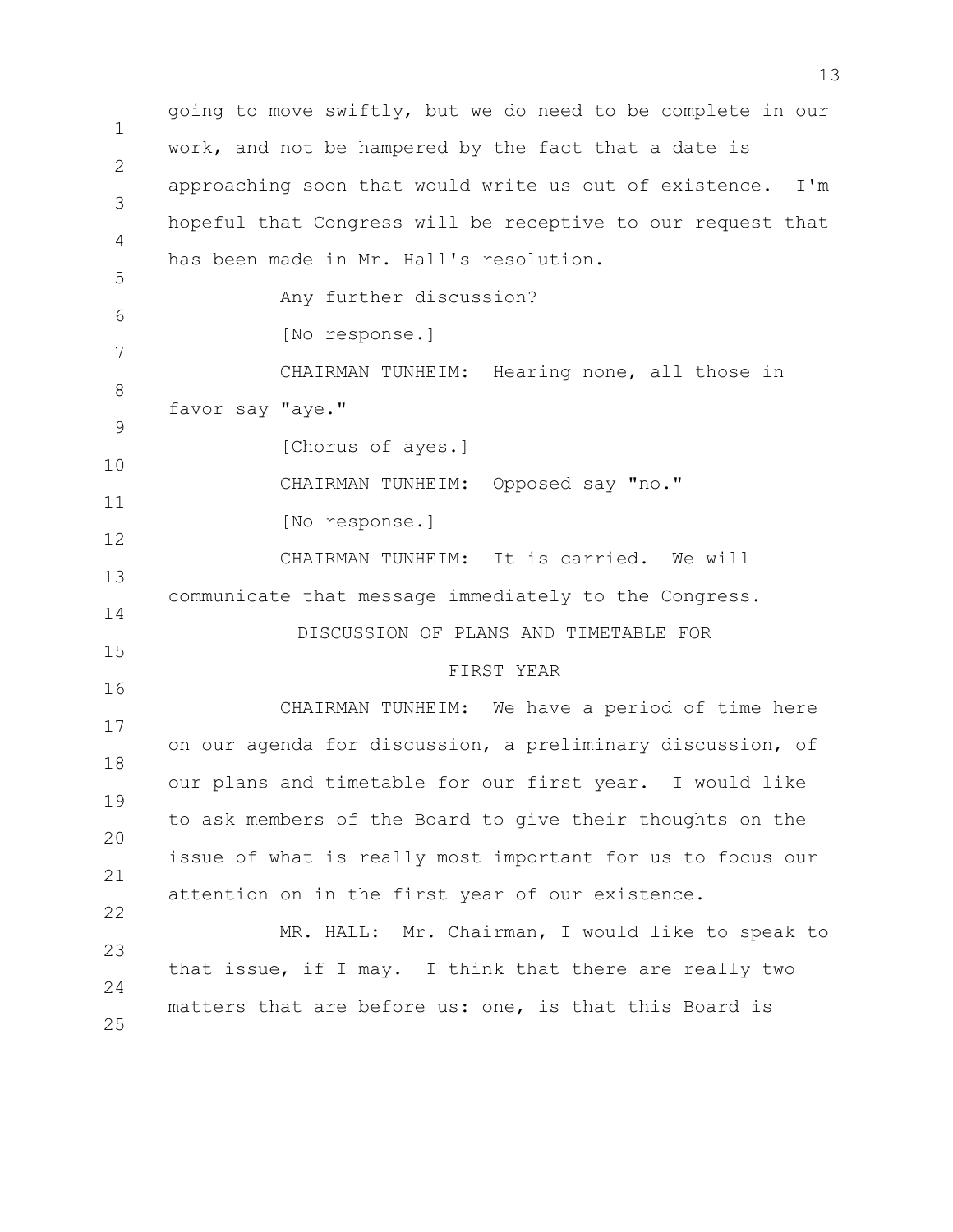going to move swiftly, but we do need to be complete in our work, and not be hampered by the fact that a date is approaching soon that would write us out of existence. I'm hopeful that Congress will be receptive to our request that has been made in Mr. Hall's resolution.

Any further discussion?

[No response.]

CHAIRMAN TUNHEIM: Hearing none, all those in favor say "aye."

[Chorus of ayes.]

CHAIRMAN TUNHEIM: Opposed say "no."

[No response.]

CHAIRMAN TUNHEIM: It is carried. We will communicate that message immediately to the Congress.

## DISCUSSION OF PLANS AND TIMETABLE FOR FIRST YEAR

CHAIRMAN TUNHEIM: We have a period of time here on our agenda for discussion, a preliminary discussion, of our plans and timetable for our first year. I would like to ask members of the Board to give their thoughts on the issue of what is really most important for us to focus our attention on in the first year of our existence.

MR. HALL: Mr. Chairman, I would like to speak to that issue, if I may. I think that there are really two matters that are before us: one, is that this Board is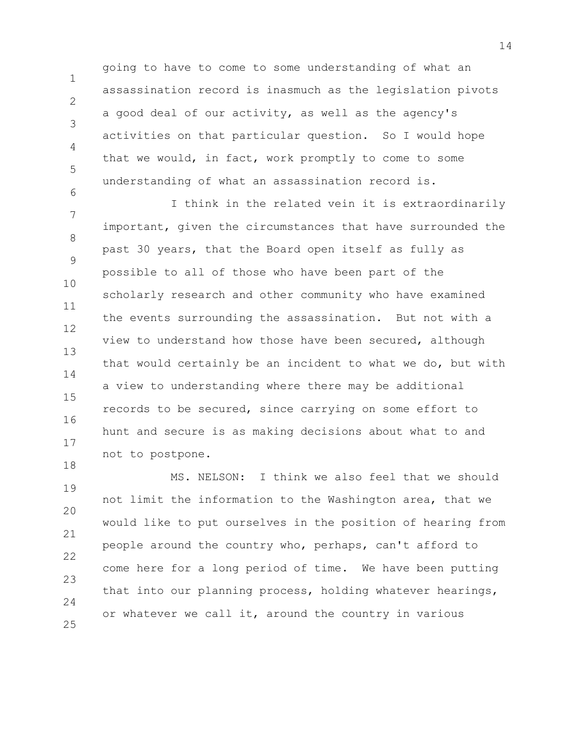going to have to come to some understanding of what an assassination record is inasmuch as the legislation pivots a good deal of our activity, as well as the agency's activities on that particular question. So I would hope that we would, in fact, work promptly to come to some understanding of what an assassination record is.

I think in the related vein it is extraordinarily important, given the circumstances that have surrounded the past 30 years, that the Board open itself as fully as possible to all of those who have been part of the scholarly research and other community who have examined the events surrounding the assassination. But not with a view to understand how those have been secured, although that would certainly be an incident to what we do, but with a view to understanding where there may be additional records to be secured, since carrying on some effort to hunt and secure is as making decisions about what to and not to postpone.

MS. NELSON: I think we also feel that we should not limit the information to the Washington area, that we would like to put ourselves in the position of hearing from people around the country who, perhaps, can't afford to come here for a long period of time. We have been putting that into our planning process, holding whatever hearings, or whatever we call it, around the country in various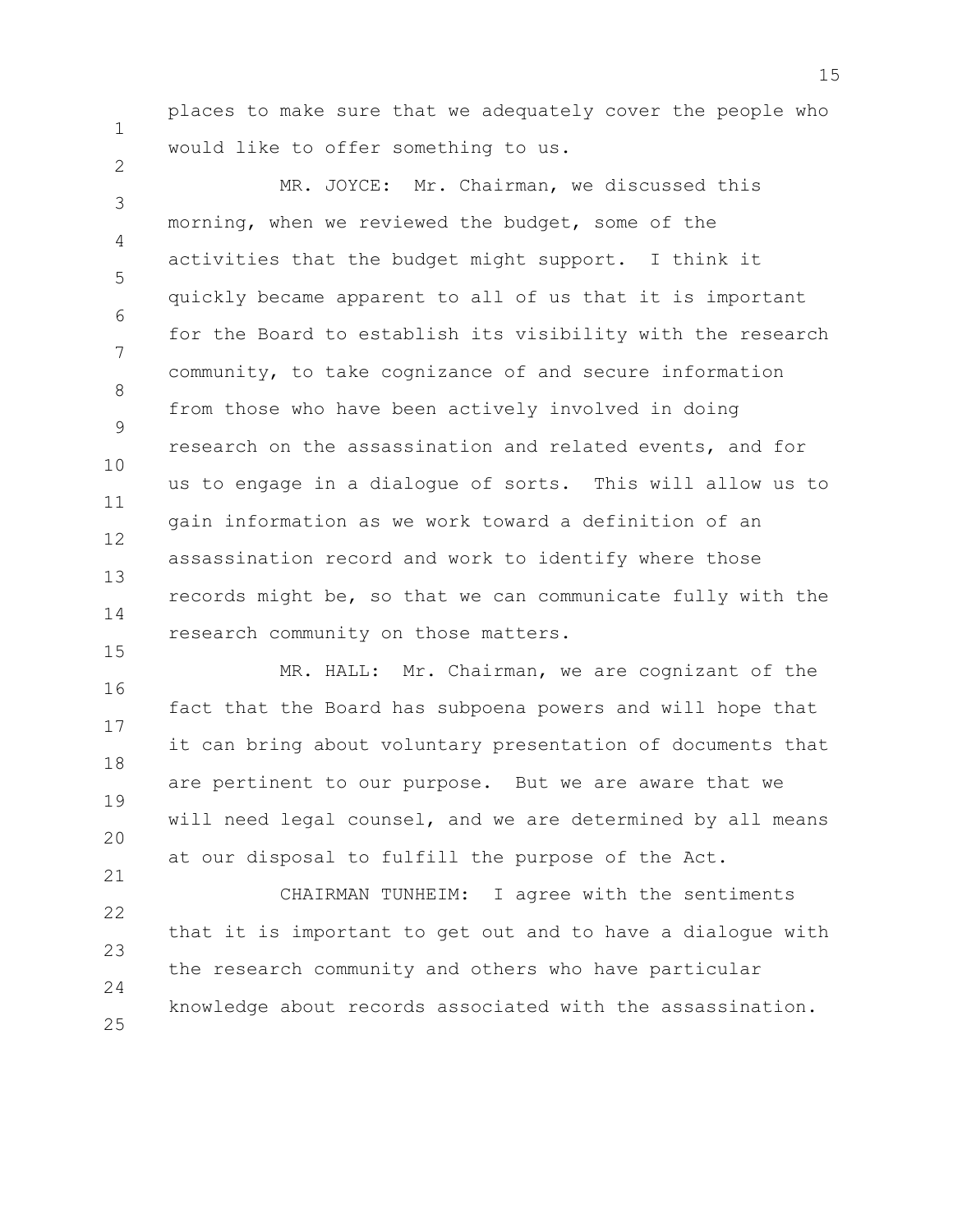places to make sure that we adequately cover the people who would like to offer something to us.

MR. JOYCE: Mr. Chairman, we discussed this morning, when we reviewed the budget, some of the activities that the budget might support. I think it quickly became apparent to all of us that it is important for the Board to establish its visibility with the research community, to take cognizance of and secure information from those who have been actively involved in doing research on the assassination and related events, and for us to engage in a dialogue of sorts. This will allow us to gain information as we work toward a definition of an assassination record and work to identify where those records might be, so that we can communicate fully with the research community on those matters.

MR. HALL: Mr. Chairman, we are cognizant of the fact that the Board has subpoena powers and will hope that it can bring about voluntary presentation of documents that are pertinent to our purpose. But we are aware that we will need legal counsel, and we are determined by all means at our disposal to fulfill the purpose of the Act.

CHAIRMAN TUNHEIM: I agree with the sentiments that it is important to get out and to have a dialogue with the research community and others who have particular knowledge about records associated with the assassination.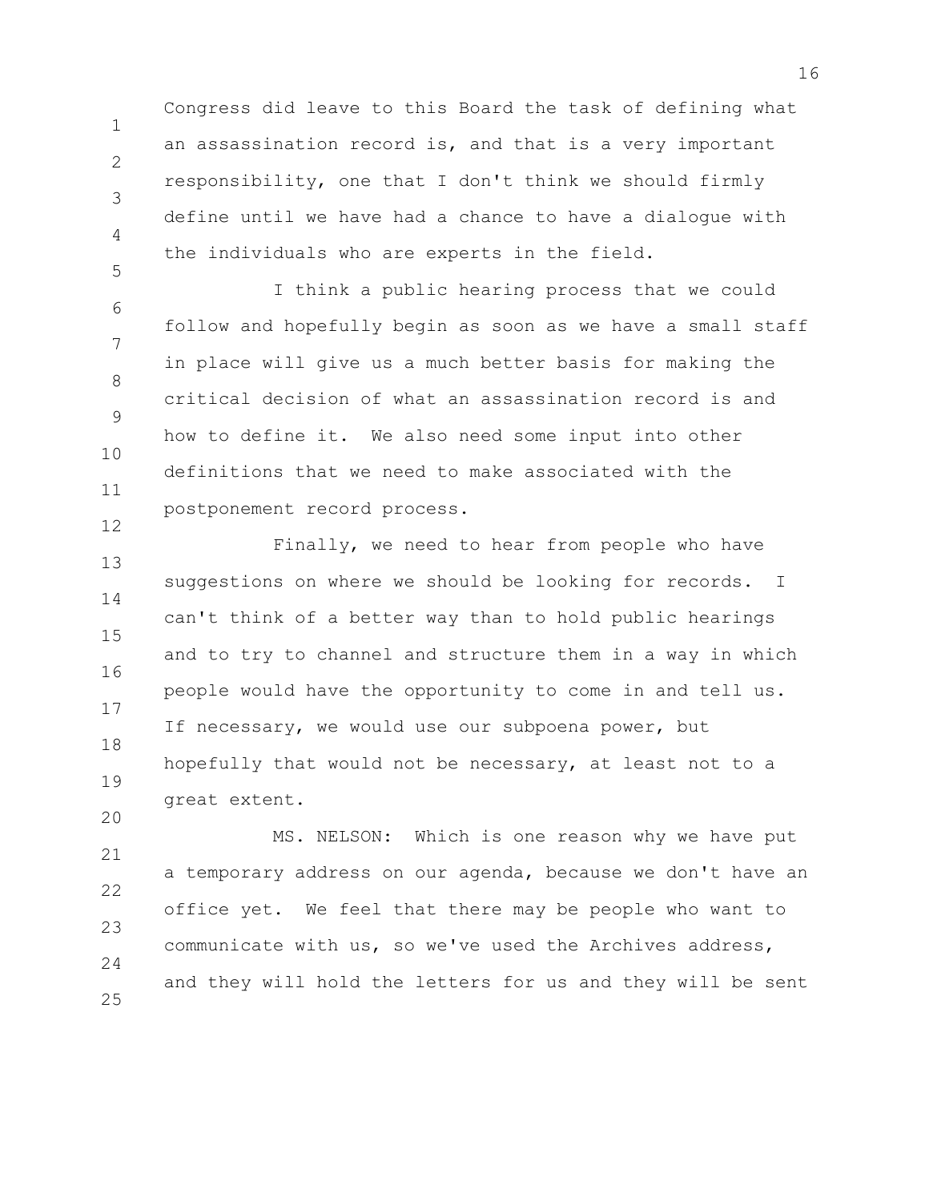Congress did leave to this Board the task of defining what an assassination record is, and that is a very important responsibility, one that I don't think we should firmly define until we have had a chance to have a dialogue with the individuals who are experts in the field.

I think a public hearing process that we could follow and hopefully begin as soon as we have a small staff in place will give us a much better basis for making the critical decision of what an assassination record is and how to define it. We also need some input into other definitions that we need to make associated with the postponement record process.

Finally, we need to hear from people who have suggestions on where we should be looking for records. I can't think of a better way than to hold public hearings and to try to channel and structure them in a way in which people would have the opportunity to come in and tell us. If necessary, we would use our subpoena power, but hopefully that would not be necessary, at least not to a great extent.

MS. NELSON: Which is one reason why we have put a temporary address on our agenda, because we don't have an office yet. We feel that there may be people who want to communicate with us, so we've used the Archives address, and they will hold the letters for us and they will be sent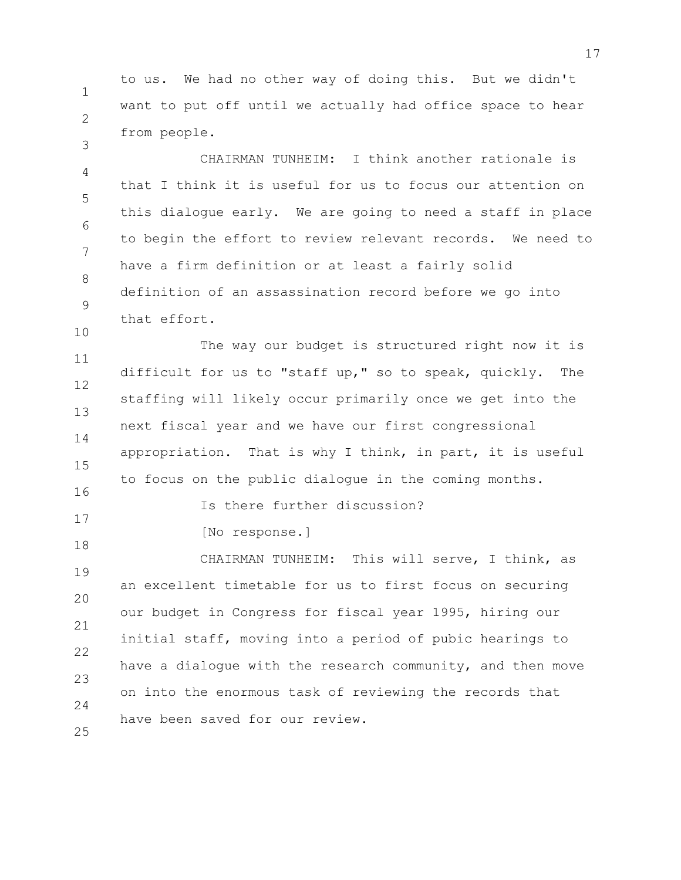to us. We had no other way of doing this. But we didn't want to put off until we actually had office space to hear from people.

CHAIRMAN TUNHEIM: I think another rationale is that I think it is useful for us to focus our attention on this dialogue early. We are going to need a staff in place to begin the effort to review relevant records. We need to have a firm definition or at least a fairly solid definition of an assassination record before we go into that effort.

The way our budget is structured right now it is difficult for us to "staff up," so to speak, quickly. The staffing will likely occur primarily once we get into the next fiscal year and we have our first congressional appropriation. That is why I think, in part, it is useful to focus on the public dialogue in the coming months.

Is there further discussion?

[No response.]

CHAIRMAN TUNHEIM: This will serve, I think, as an excellent timetable for us to first focus on securing our budget in Congress for fiscal year 1995, hiring our initial staff, moving into a period of pubic hearings to have a dialogue with the research community, and then move on into the enormous task of reviewing the records that have been saved for our review.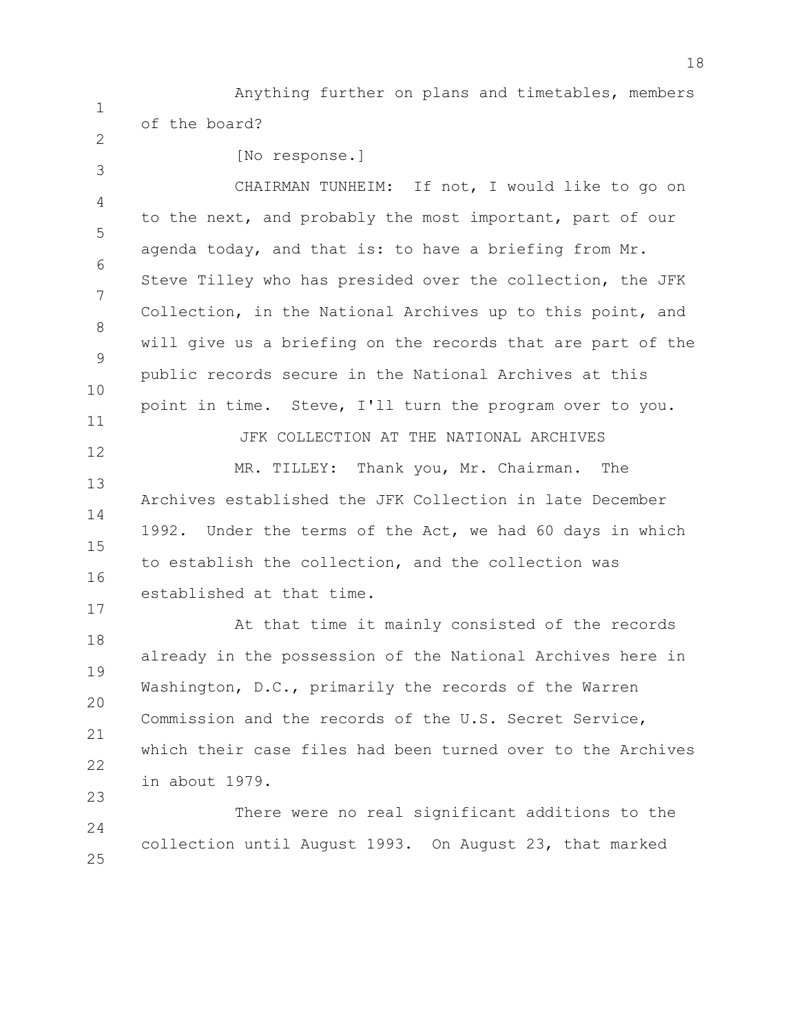Anything further on plans and timetables, members of the board?

[No response.]

CHAIRMAN TUNHEIM: If not, I would like to go on to the next, and probably the most important, part of our agenda today, and that is: to have a briefing from Mr. Steve Tilley who has presided over the collection, the JFK Collection, in the National Archives up to this point, and will give us a briefing on the records that are part of the public records secure in the National Archives at this point in time. Steve, I'll turn the program over to you.

JFK COLLECTION AT THE NATIONAL ARCHIVES

MR. TILLEY: Thank you, Mr. Chairman. The Archives established the JFK Collection in late December 1992. Under the terms of the Act, we had 60 days in which to establish the collection, and the collection was established at that time.

At that time it mainly consisted of the records already in the possession of the National Archives here in Washington, D.C., primarily the records of the Warren Commission and the records of the U.S. Secret Service, which their case files had been turned over to the Archives in about 1979.

There were no real significant additions to the collection until August 1993. On August 23, that marked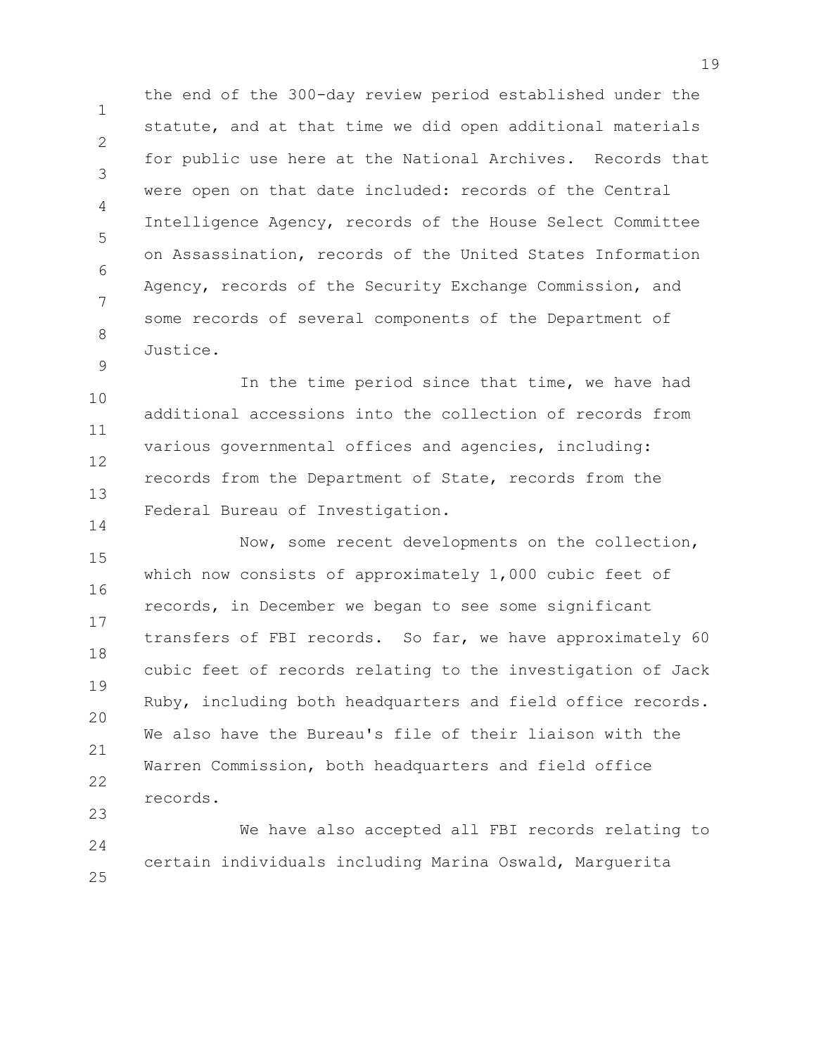the end of the 300-day review period established under the statute, and at that time we did open additional materials for public use here at the National Archives. Records that were open on that date included: records of the Central Intelligence Agency, records of the House Select Committee on Assassination, records of the United States Information Agency, records of the Security Exchange Commission, and some records of several components of the Department of Justice.

In the time period since that time, we have had additional accessions into the collection of records from various governmental offices and agencies, including: records from the Department of State, records from the Federal Bureau of Investigation.

Now, some recent developments on the collection, which now consists of approximately 1,000 cubic feet of records, in December we began to see some significant transfers of FBI records. So far, we have approximately 60 cubic feet of records relating to the investigation of Jack Ruby, including both headquarters and field office records. We also have the Bureau's file of their liaison with the Warren Commission, both headquarters and field office records.

We have also accepted all FBI records relating to certain individuals including Marina Oswald, Marguerita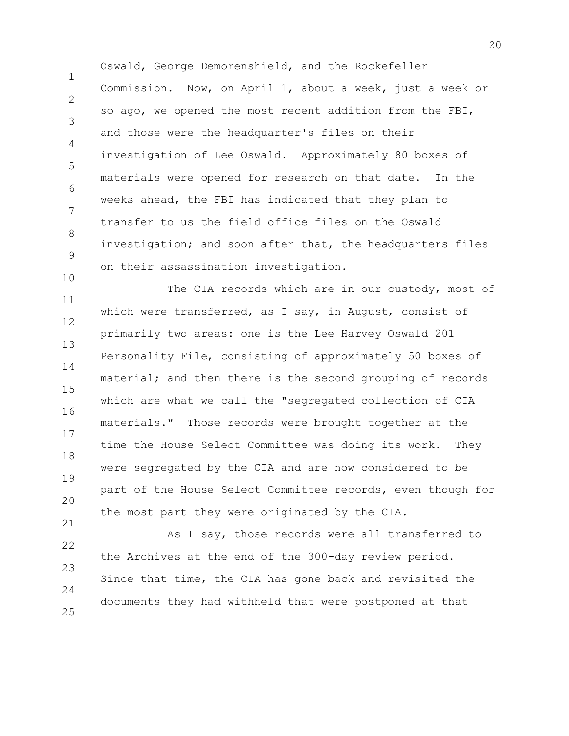Oswald, George Demorenshield, and the Rockefeller Commission. Now, on April 1, about a week, just a week or so ago, we opened the most recent addition from the FBI, and those were the headquarter's files on their investigation of Lee Oswald. Approximately 80 boxes of materials were opened for research on that date. In the weeks ahead, the FBI has indicated that they plan to transfer to us the field office files on the Oswald investigation; and soon after that, the headquarters files on their assassination investigation.

The CIA records which are in our custody, most of which were transferred, as I say, in August, consist of primarily two areas: one is the Lee Harvey Oswald 201 Personality File, consisting of approximately 50 boxes of material; and then there is the second grouping of records which are what we call the "segregated collection of CIA materials." Those records were brought together at the time the House Select Committee was doing its work. They were segregated by the CIA and are now considered to be part of the House Select Committee records, even though for the most part they were originated by the CIA.

As I say, those records were all transferred to the Archives at the end of the 300-day review period. Since that time, the CIA has gone back and revisited the documents they had withheld that were postponed at that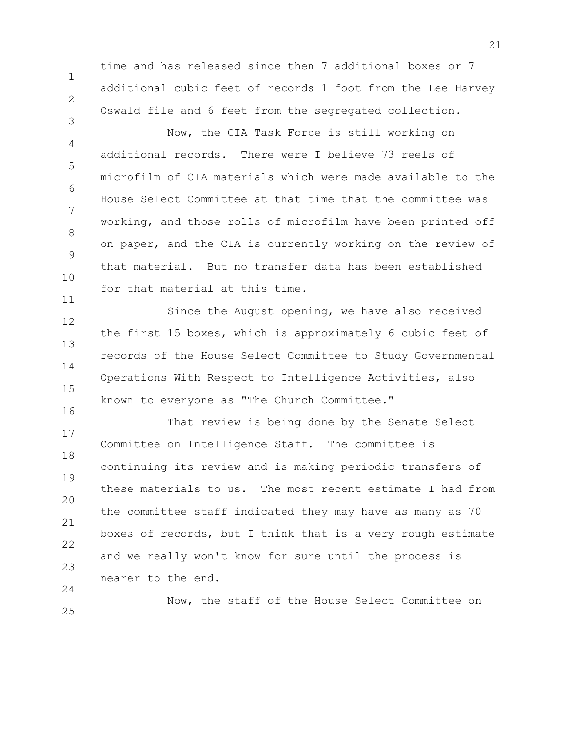time and has released since then 7 additional boxes or 7 additional cubic feet of records 1 foot from the Lee Harvey Oswald file and 6 feet from the segregated collection.

Now, the CIA Task Force is still working on additional records. There were I believe 73 reels of microfilm of CIA materials which were made available to the House Select Committee at that time that the committee was working, and those rolls of microfilm have been printed off on paper, and the CIA is currently working on the review of that material. But no transfer data has been established for that material at this time.

Since the August opening, we have also received the first 15 boxes, which is approximately 6 cubic feet of records of the House Select Committee to Study Governmental Operations With Respect to Intelligence Activities, also known to everyone as "The Church Committee."

That review is being done by the Senate Select Committee on Intelligence Staff. The committee is continuing its review and is making periodic transfers of these materials to us. The most recent estimate I had from the committee staff indicated they may have as many as 70 boxes of records, but I think that is a very rough estimate and we really won't know for sure until the process is nearer to the end.

Now, the staff of the House Select Committee on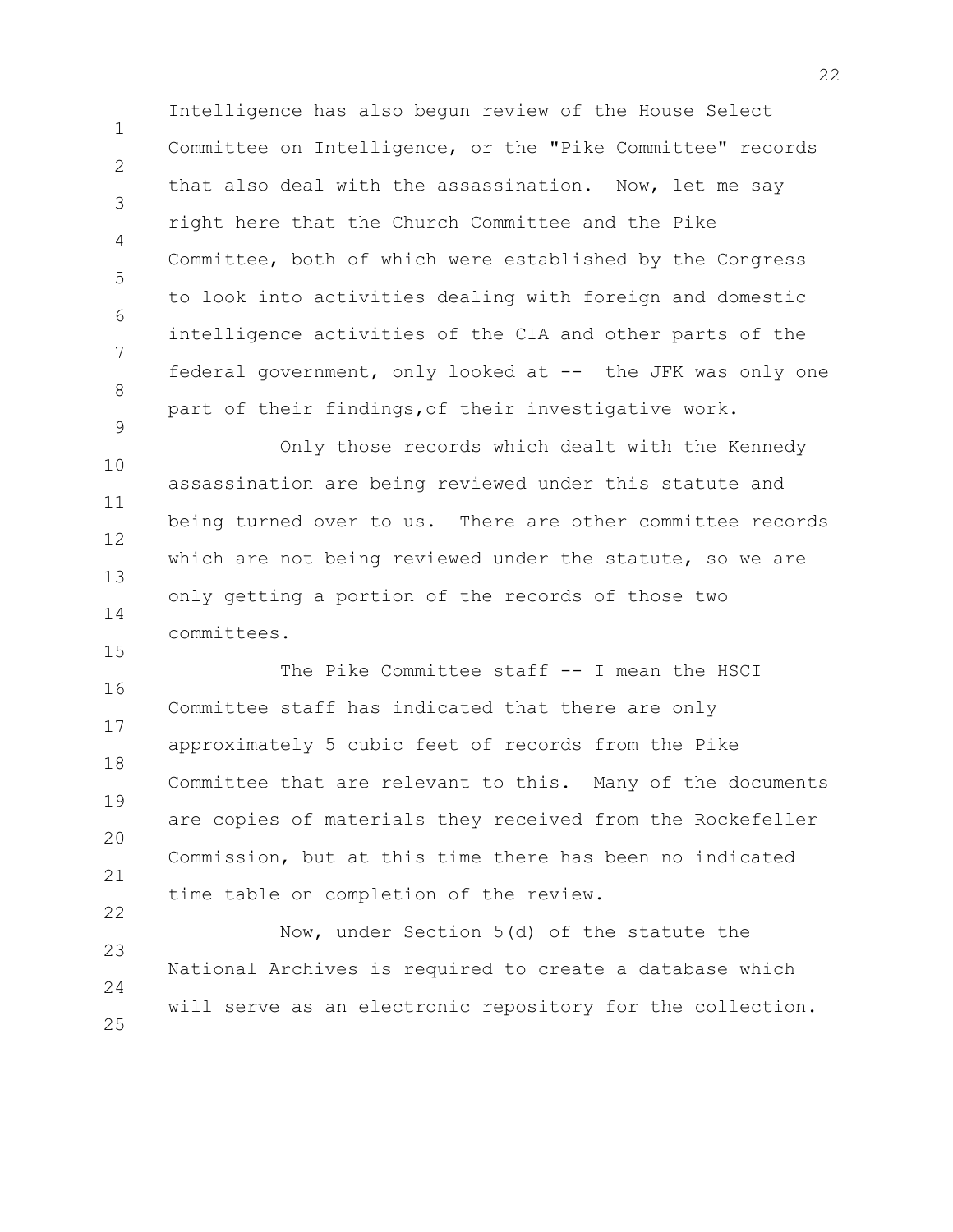Intelligence has also begun review of the House Select Committee on Intelligence, or the "Pike Committee" records that also deal with the assassination. Now, let me say right here that the Church Committee and the Pike Committee, both of which were established by the Congress to look into activities dealing with foreign and domestic intelligence activities of the CIA and other parts of the federal government, only looked at -- the JFK was only one part of their findings,of their investigative work.

Only those records which dealt with the Kennedy assassination are being reviewed under this statute and being turned over to us. There are other committee records which are not being reviewed under the statute, so we are only getting a portion of the records of those two committees.

The Pike Committee staff -- I mean the HSCI Committee staff has indicated that there are only approximately 5 cubic feet of records from the Pike Committee that are relevant to this. Many of the documents are copies of materials they received from the Rockefeller Commission, but at this time there has been no indicated time table on completion of the review.

Now, under Section 5(d) of the statute the National Archives is required to create a database which will serve as an electronic repository for the collection.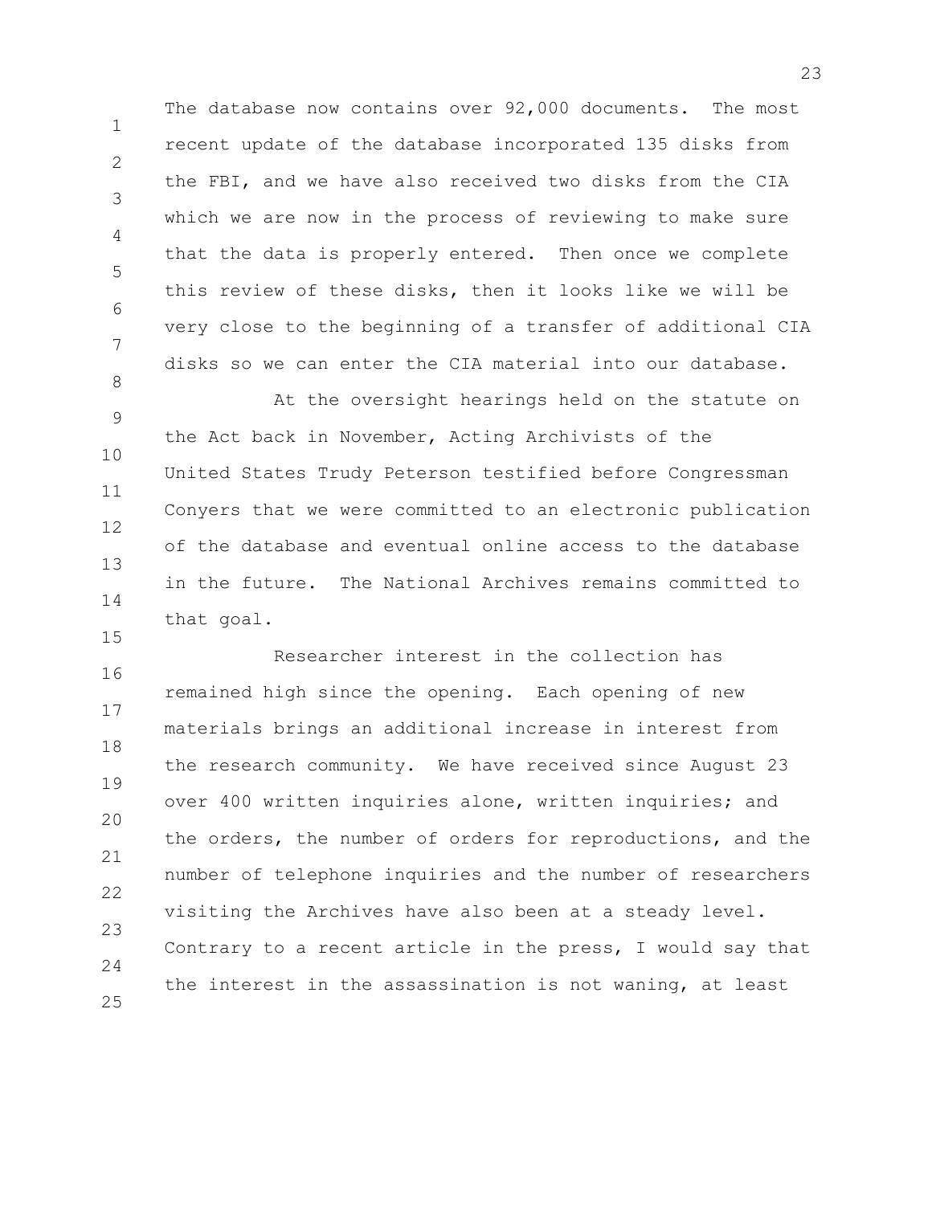The database now contains over 92,000 documents. The most recent update of the database incorporated 135 disks from the FBI, and we have also received two disks from the CIA which we are now in the process of reviewing to make sure that the data is properly entered. Then once we complete this review of these disks, then it looks like we will be very close to the beginning of a transfer of additional CIA disks so we can enter the CIA material into our database.

At the oversight hearings held on the statute on the Act back in November, Acting Archivists of the United States Trudy Peterson testified before Congressman Conyers that we were committed to an electronic publication of the database and eventual online access to the database in the future. The National Archives remains committed to that goal.

Researcher interest in the collection has remained high since the opening. Each opening of new materials brings an additional increase in interest from the research community. We have received since August 23 over 400 written inquiries alone, written inquiries; and the orders, the number of orders for reproductions, and the number of telephone inquiries and the number of researchers visiting the Archives have also been at a steady level. Contrary to a recent article in the press, I would say that the interest in the assassination is not waning, at least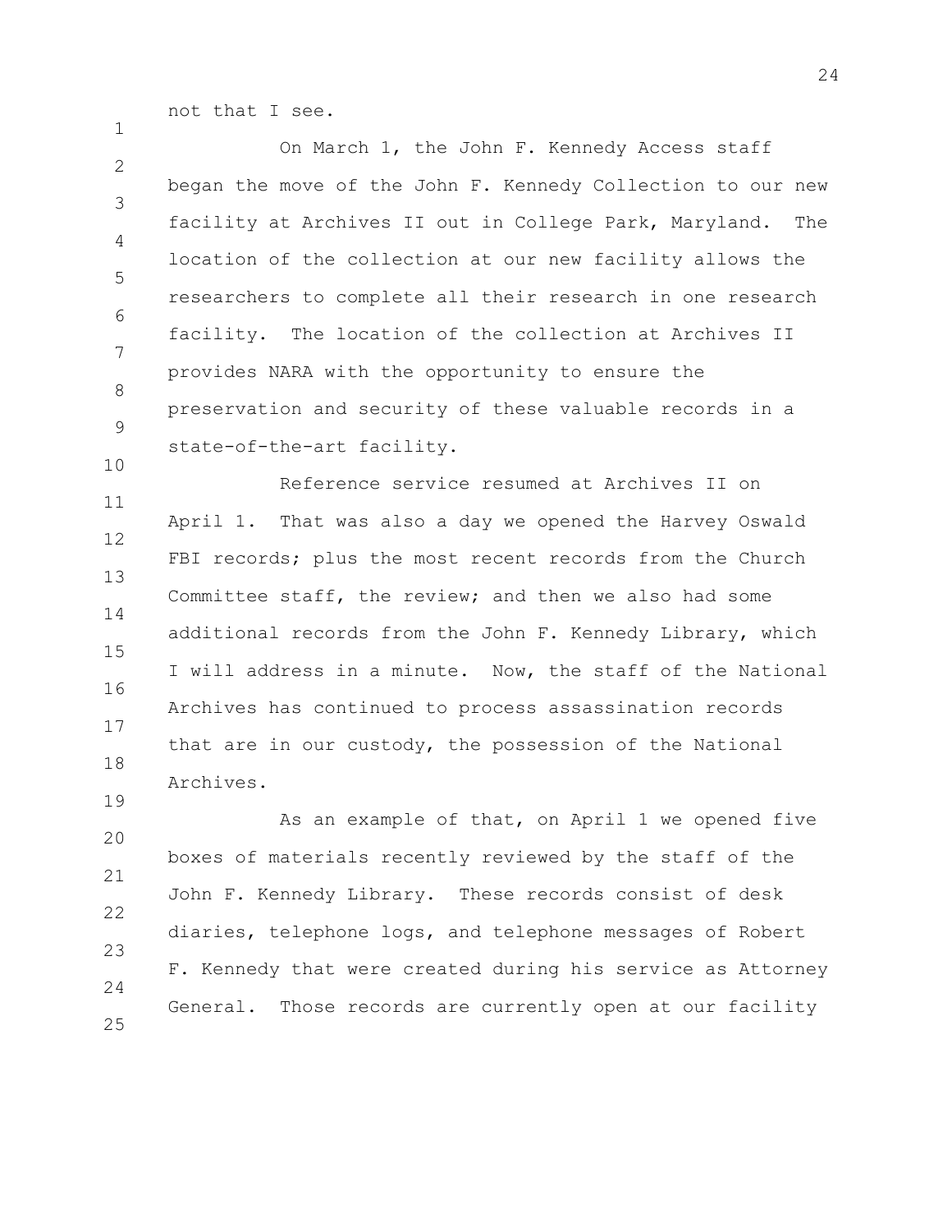not that I see.

On March 1, the John F. Kennedy Access staff began the move of the John F. Kennedy Collection to our new facility at Archives II out in College Park, Maryland. The location of the collection at our new facility allows the researchers to complete all their research in one research facility. The location of the collection at Archives II provides NARA with the opportunity to ensure the preservation and security of these valuable records in a state-of-the-art facility.

Reference service resumed at Archives II on April 1. That was also a day we opened the Harvey Oswald FBI records; plus the most recent records from the Church Committee staff, the review; and then we also had some additional records from the John F. Kennedy Library, which I will address in a minute. Now, the staff of the National Archives has continued to process assassination records that are in our custody, the possession of the National Archives.

As an example of that, on April 1 we opened five boxes of materials recently reviewed by the staff of the John F. Kennedy Library. These records consist of desk diaries, telephone logs, and telephone messages of Robert F. Kennedy that were created during his service as Attorney General. Those records are currently open at our facility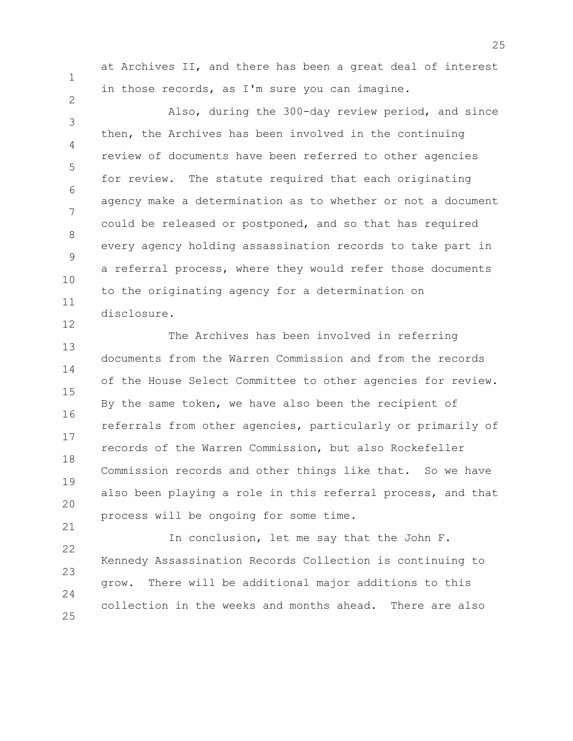at Archives II, and there has been a great deal of interest in those records, as I'm sure you can imagine.

Also, during the 300-day review period, and since then, the Archives has been involved in the continuing review of documents have been referred to other agencies for review. The statute required that each originating agency make a determination as to whether or not a document could be released or postponed, and so that has required every agency holding assassination records to take part in a referral process, where they would refer those documents to the originating agency for a determination on disclosure.

The Archives has been involved in referring documents from the Warren Commission and from the records of the House Select Committee to other agencies for review. By the same token, we have also been the recipient of referrals from other agencies, particularly or primarily of records of the Warren Commission, but also Rockefeller Commission records and other things like that. So we have also been playing a role in this referral process, and that process will be ongoing for some time.

In conclusion, let me say that the John F. Kennedy Assassination Records Collection is continuing to grow. There will be additional major additions to this collection in the weeks and months ahead. There are also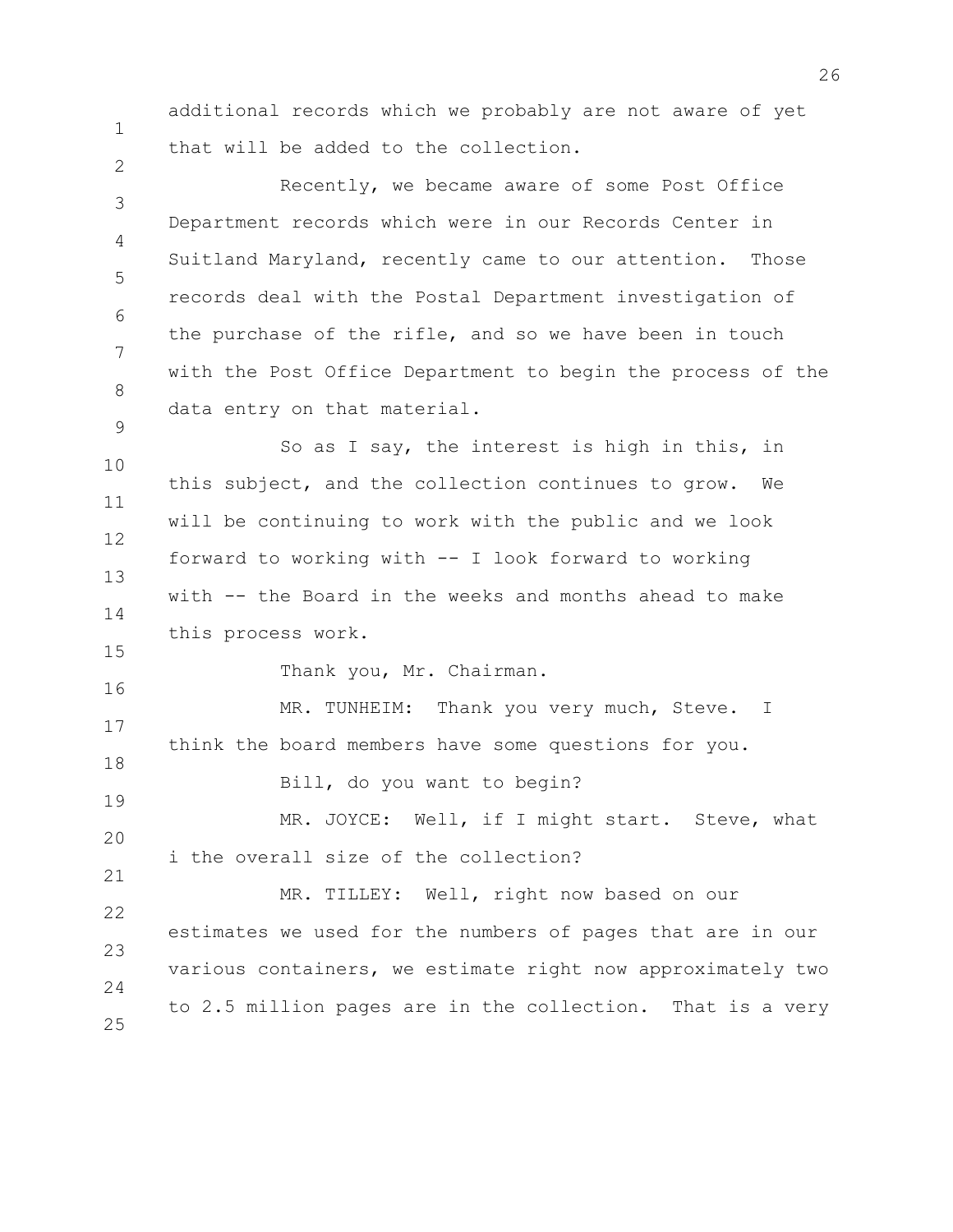additional records which we probably are not aware of yet that will be added to the collection.

Recently, we became aware of some Post Office Department records which were in our Records Center in Suitland Maryland, recently came to our attention. Those records deal with the Postal Department investigation of the purchase of the rifle, and so we have been in touch with the Post Office Department to begin the process of the data entry on that material.

So as I say, the interest is high in this, in this subject, and the collection continues to grow. We will be continuing to work with the public and we look forward to working with -- I look forward to working with -- the Board in the weeks and months ahead to make this process work.

Thank you, Mr. Chairman.

MR. TUNHEIM: Thank you very much, Steve. I think the board members have some questions for you.

Bill, do you want to begin?

MR. JOYCE: Well, if I might start. Steve, what i the overall size of the collection?

MR. TILLEY: Well, right now based on our estimates we used for the numbers of pages that are in our various containers, we estimate right now approximately two to 2.5 million pages are in the collection. That is a very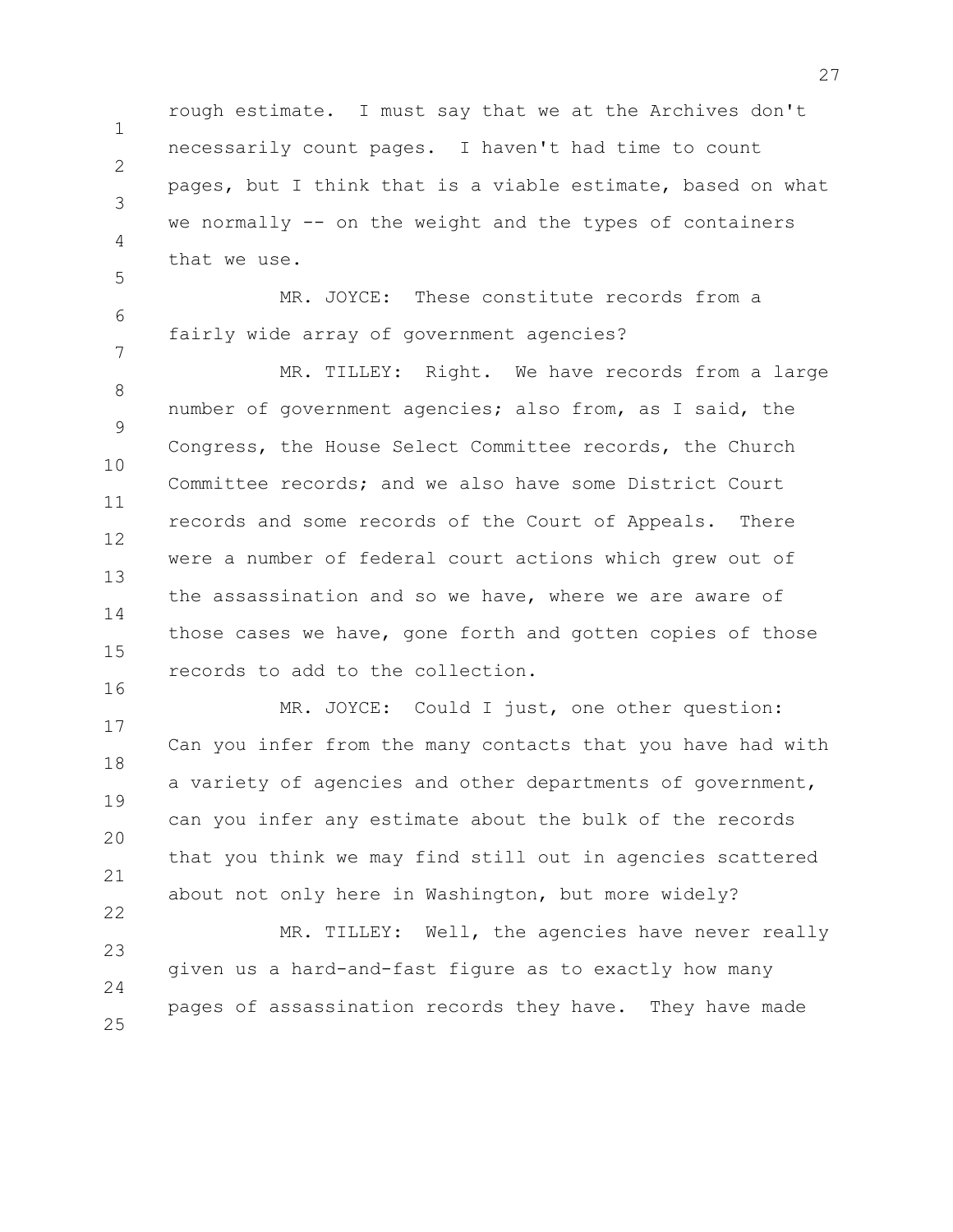rough estimate. I must say that we at the Archives don't necessarily count pages. I haven't had time to count pages, but I think that is a viable estimate, based on what we normally -- on the weight and the types of containers that we use.

MR. JOYCE: These constitute records from a fairly wide array of government agencies?

MR. TILLEY: Right. We have records from a large number of government agencies; also from, as I said, the Congress, the House Select Committee records, the Church Committee records; and we also have some District Court records and some records of the Court of Appeals. There were a number of federal court actions which grew out of the assassination and so we have, where we are aware of those cases we have, gone forth and gotten copies of those records to add to the collection.

MR. JOYCE: Could I just, one other question: Can you infer from the many contacts that you have had with a variety of agencies and other departments of government, can you infer any estimate about the bulk of the records that you think we may find still out in agencies scattered about not only here in Washington, but more widely?

MR. TILLEY: Well, the agencies have never really given us a hard-and-fast figure as to exactly how many pages of assassination records they have. They have made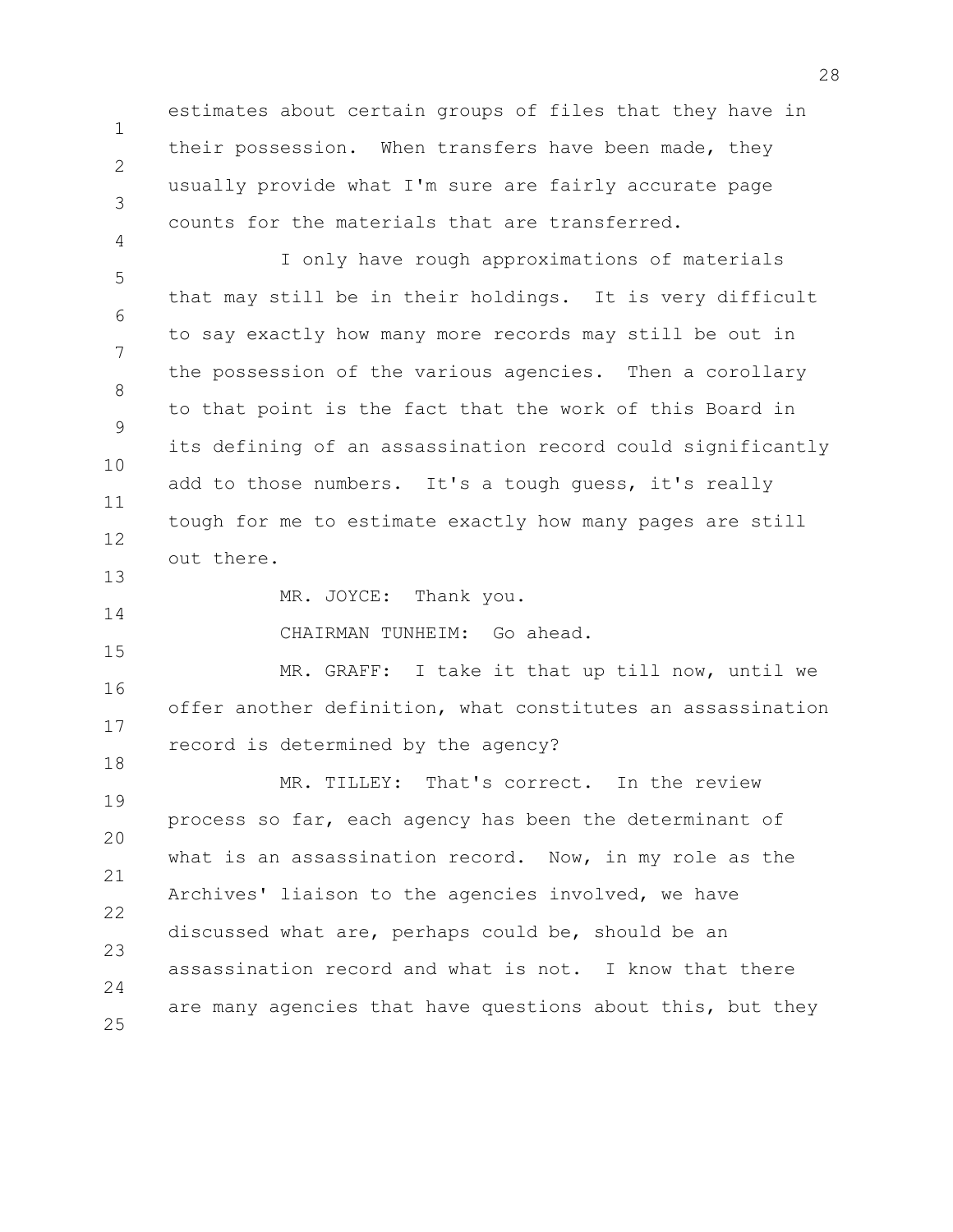estimates about certain groups of files that they have in their possession. When transfers have been made, they usually provide what I'm sure are fairly accurate page counts for the materials that are transferred.

I only have rough approximations of materials that may still be in their holdings. It is very difficult to say exactly how many more records may still be out in the possession of the various agencies. Then a corollary to that point is the fact that the work of this Board in its defining of an assassination record could significantly add to those numbers. It's a tough guess, it's really tough for me to estimate exactly how many pages are still out there.

MR. JOYCE: Thank you.

CHAIRMAN TUNHEIM: Go ahead.

MR. GRAFF: I take it that up till now, until we offer another definition, what constitutes an assassination record is determined by the agency?

MR. TILLEY: That's correct. In the review process so far, each agency has been the determinant of what is an assassination record. Now, in my role as the Archives' liaison to the agencies involved, we have discussed what are, perhaps could be, should be an assassination record and what is not. I know that there are many agencies that have questions about this, but they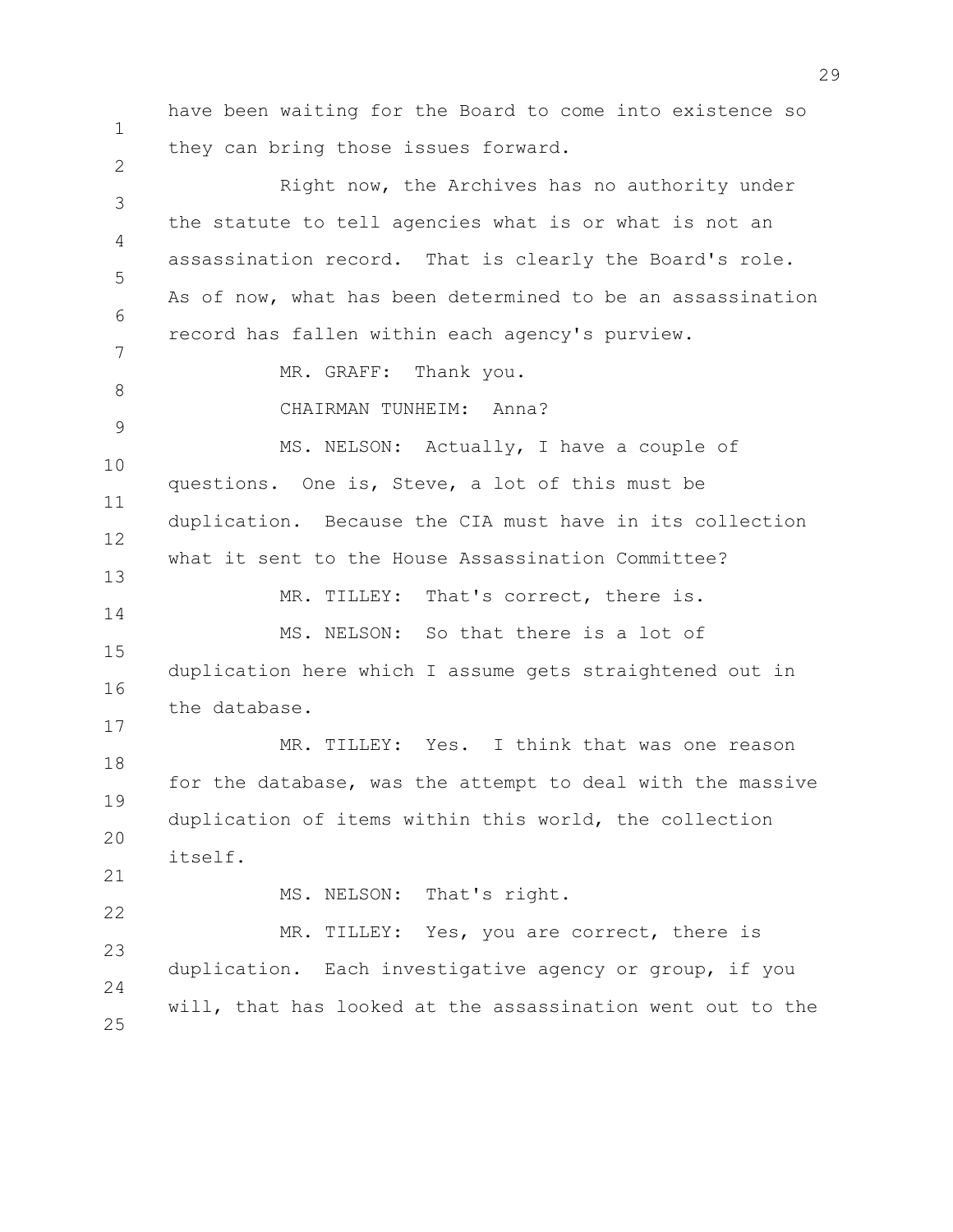have been waiting for the Board to come into existence so they can bring those issues forward.

Right now, the Archives has no authority under the statute to tell agencies what is or what is not an assassination record. That is clearly the Board's role. As of now, what has been determined to be an assassination record has fallen within each agency's purview.

MR. GRAFF: Thank you.

CHAIRMAN TUNHEIM: Anna?

MS. NELSON: Actually, I have a couple of questions. One is, Steve, a lot of this must be duplication. Because the CIA must have in its collection what it sent to the House Assassination Committee?

MR. TILLEY: That's correct, there is.

MS. NELSON: So that there is a lot of duplication here which I assume gets straightened out in the database.

MR. TILLEY: Yes. I think that was one reason for the database, was the attempt to deal with the massive duplication of items within this world, the collection itself.

MS. NELSON: That's right.

MR. TILLEY: Yes, you are correct, there is duplication. Each investigative agency or group, if you will, that has looked at the assassination went out to the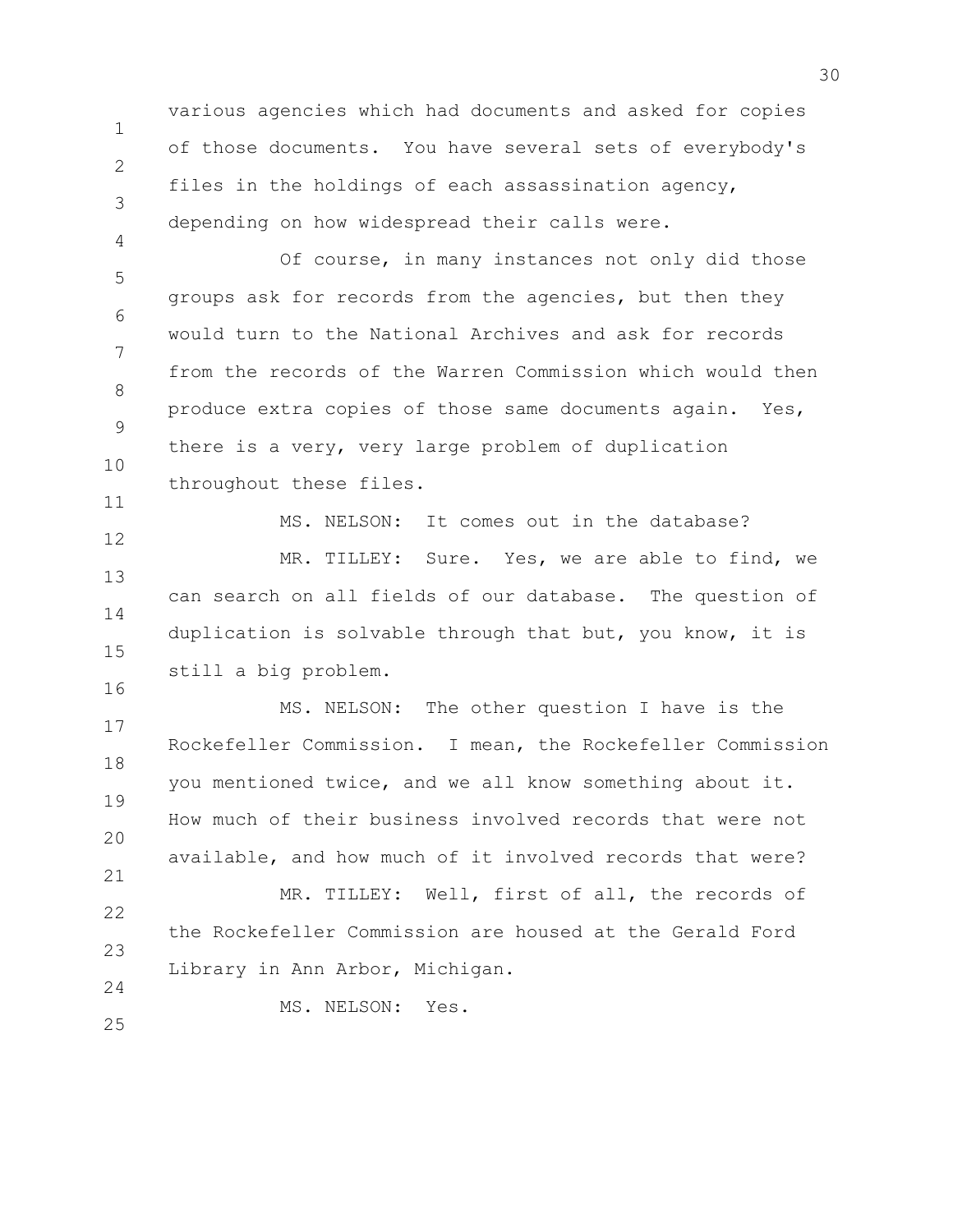various agencies which had documents and asked for copies of those documents. You have several sets of everybody's files in the holdings of each assassination agency, depending on how widespread their calls were.

Of course, in many instances not only did those groups ask for records from the agencies, but then they would turn to the National Archives and ask for records from the records of the Warren Commission which would then produce extra copies of those same documents again. Yes, there is a very, very large problem of duplication throughout these files.

MS. NELSON: It comes out in the database?

MR. TILLEY: Sure. Yes, we are able to find, we can search on all fields of our database. The question of duplication is solvable through that but, you know, it is still a big problem.

MS. NELSON: The other question I have is the Rockefeller Commission. I mean, the Rockefeller Commission you mentioned twice, and we all know something about it. How much of their business involved records that were not available, and how much of it involved records that were?

MR. TILLEY: Well, first of all, the records of the Rockefeller Commission are housed at the Gerald Ford Library in Ann Arbor, Michigan.

MS. NELSON: Yes.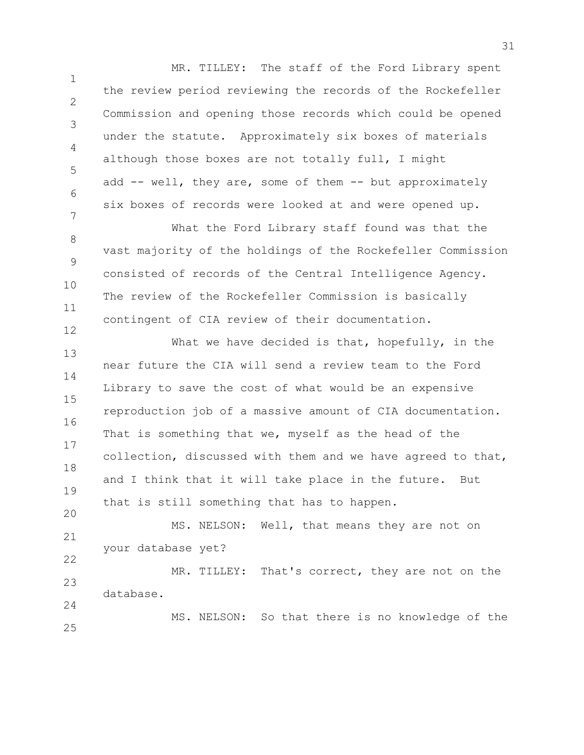MR. TILLEY: The staff of the Ford Library spent the review period reviewing the records of the Rockefeller Commission and opening those records which could be opened under the statute. Approximately six boxes of materials although those boxes are not totally full, I might add -- well, they are, some of them -- but approximately six boxes of records were looked at and were opened up.

What the Ford Library staff found was that the vast majority of the holdings of the Rockefeller Commission consisted of records of the Central Intelligence Agency. The review of the Rockefeller Commission is basically contingent of CIA review of their documentation.

What we have decided is that, hopefully, in the near future the CIA will send a review team to the Ford Library to save the cost of what would be an expensive reproduction job of a massive amount of CIA documentation. That is something that we, myself as the head of the collection, discussed with them and we have agreed to that, and I think that it will take place in the future. But that is still something that has to happen.

MS. NELSON: Well, that means they are not on your database yet?

MR. TILLEY: That's correct, they are not on the database.

MS. NELSON: So that there is no knowledge of the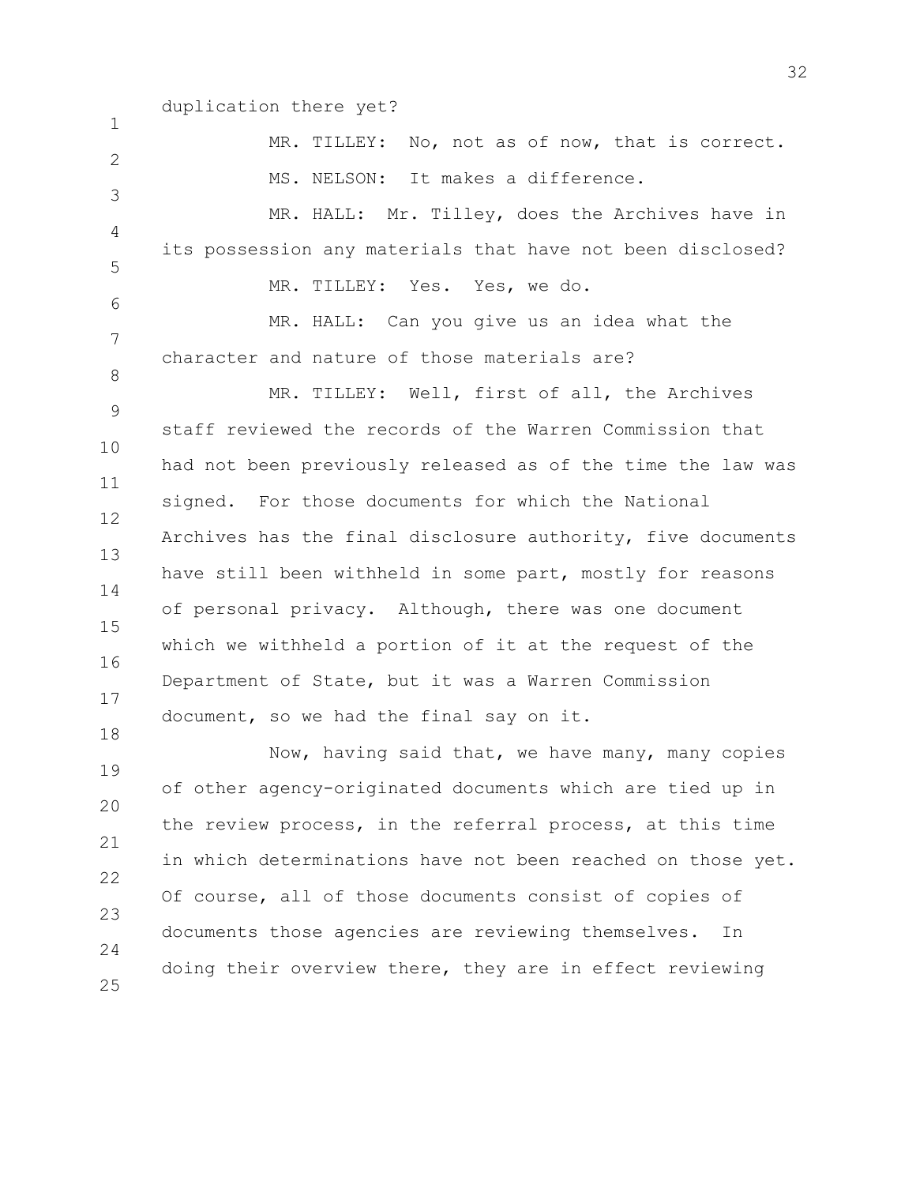duplication there yet?

MR. TILLEY: No, not as of now, that is correct.

MS. NELSON: It makes a difference.

MR. HALL: Mr. Tilley, does the Archives have in its possession any materials that have not been disclosed?

MR. TILLEY: Yes. Yes, we do.

MR. HALL: Can you give us an idea what the character and nature of those materials are?

MR. TILLEY: Well, first of all, the Archives staff reviewed the records of the Warren Commission that had not been previously released as of the time the law was signed. For those documents for which the National Archives has the final disclosure authority, five documents have still been withheld in some part, mostly for reasons of personal privacy. Although, there was one document which we withheld a portion of it at the request of the Department of State, but it was a Warren Commission document, so we had the final say on it.

Now, having said that, we have many, many copies of other agency-originated documents which are tied up in the review process, in the referral process, at this time in which determinations have not been reached on those yet. Of course, all of those documents consist of copies of documents those agencies are reviewing themselves. In doing their overview there, they are in effect reviewing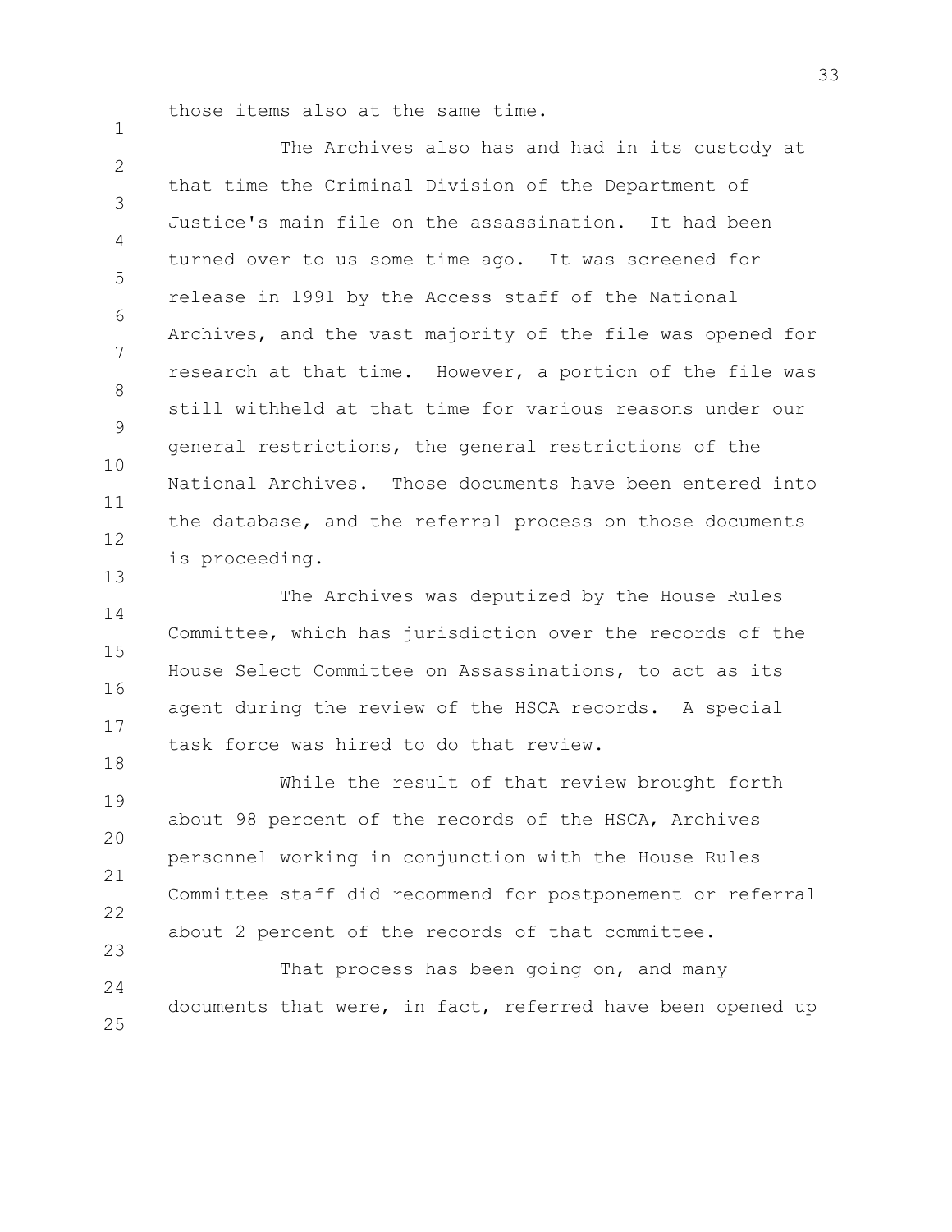those items also at the same time.

The Archives also has and had in its custody at that time the Criminal Division of the Department of Justice's main file on the assassination. It had been turned over to us some time ago. It was screened for release in 1991 by the Access staff of the National Archives, and the vast majority of the file was opened for research at that time. However, a portion of the file was still withheld at that time for various reasons under our general restrictions, the general restrictions of the National Archives. Those documents have been entered into the database, and the referral process on those documents is proceeding.

The Archives was deputized by the House Rules Committee, which has jurisdiction over the records of the House Select Committee on Assassinations, to act as its agent during the review of the HSCA records. A special task force was hired to do that review.

While the result of that review brought forth about 98 percent of the records of the HSCA, Archives personnel working in conjunction with the House Rules Committee staff did recommend for postponement or referral about 2 percent of the records of that committee.

That process has been going on, and many documents that were, in fact, referred have been opened up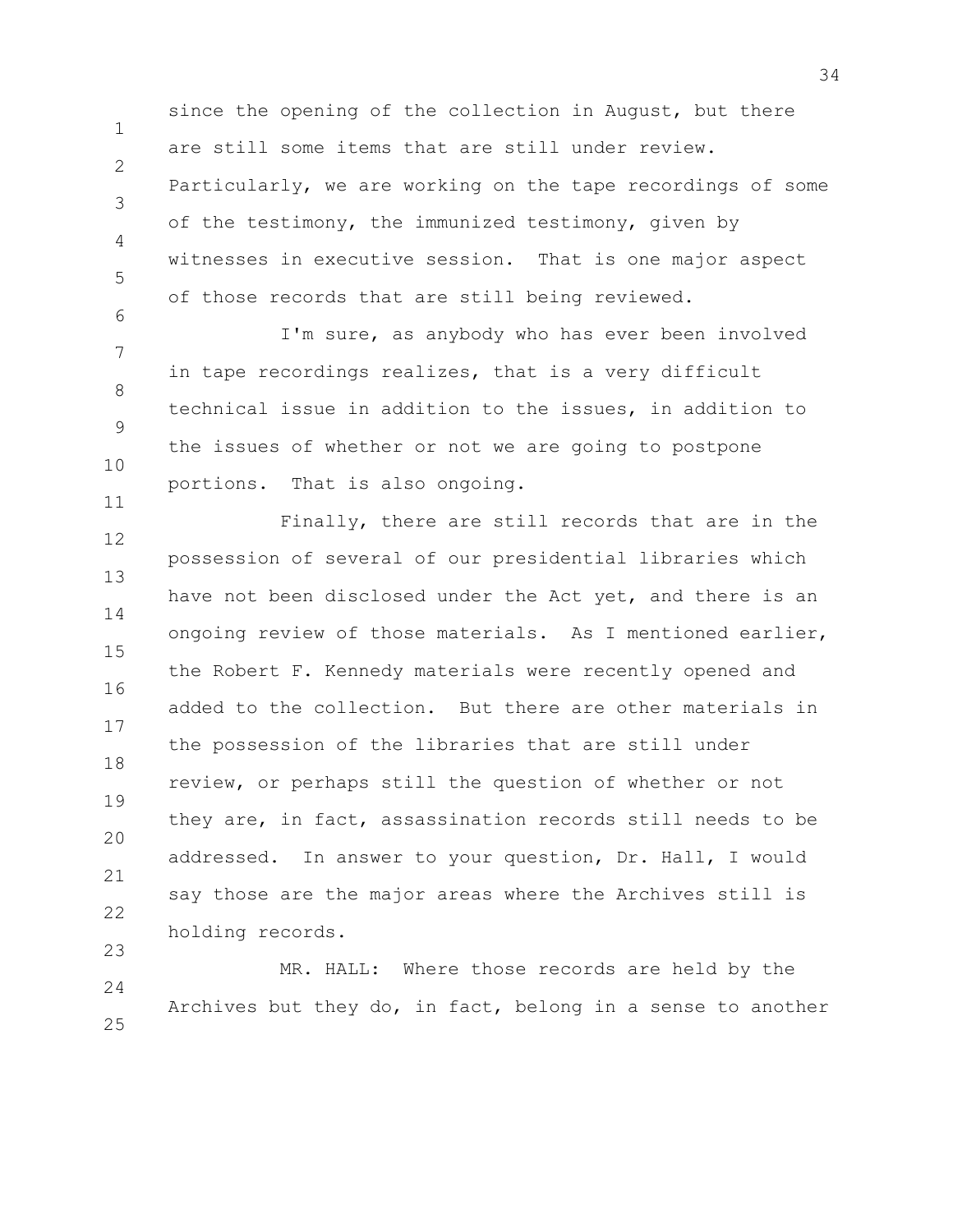since the opening of the collection in August, but there are still some items that are still under review. Particularly, we are working on the tape recordings of some of the testimony, the immunized testimony, given by witnesses in executive session. That is one major aspect of those records that are still being reviewed.

I'm sure, as anybody who has ever been involved in tape recordings realizes, that is a very difficult technical issue in addition to the issues, in addition to the issues of whether or not we are going to postpone portions. That is also ongoing.

Finally, there are still records that are in the possession of several of our presidential libraries which have not been disclosed under the Act yet, and there is an ongoing review of those materials. As I mentioned earlier, the Robert F. Kennedy materials were recently opened and added to the collection. But there are other materials in the possession of the libraries that are still under review, or perhaps still the question of whether or not they are, in fact, assassination records still needs to be addressed. In answer to your question, Dr. Hall, I would say those are the major areas where the Archives still is holding records.

MR. HALL: Where those records are held by the Archives but they do, in fact, belong in a sense to another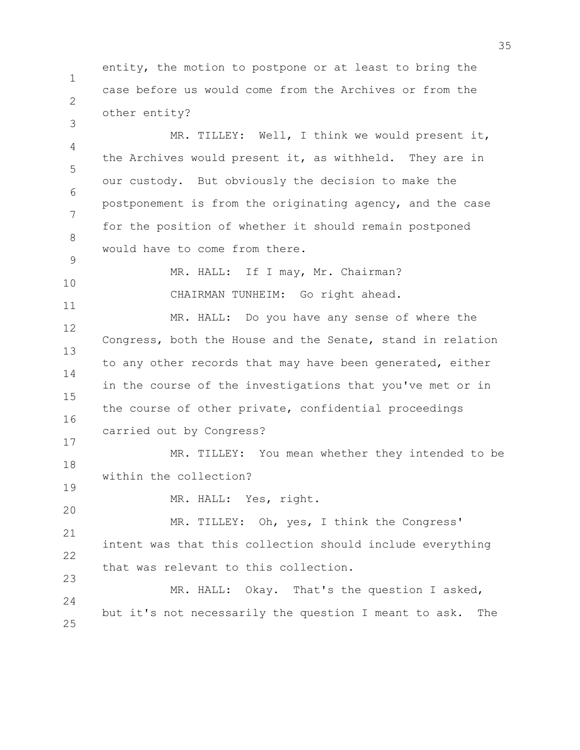entity, the motion to postpone or at least to bring the case before us would come from the Archives or from the other entity?

MR. TILLEY: Well, I think we would present it, the Archives would present it, as withheld. They are in our custody. But obviously the decision to make the postponement is from the originating agency, and the case for the position of whether it should remain postponed would have to come from there.

MR. HALL: If I may, Mr. Chairman?

CHAIRMAN TUNHEIM: Go right ahead.

MR. HALL: Do you have any sense of where the Congress, both the House and the Senate, stand in relation to any other records that may have been generated, either in the course of the investigations that you've met or in the course of other private, confidential proceedings carried out by Congress?

MR. TILLEY: You mean whether they intended to be within the collection?

MR. HALL: Yes, right.

MR. TILLEY: Oh, yes, I think the Congress' intent was that this collection should include everything that was relevant to this collection.

MR. HALL: Okay. That's the question I asked, but it's not necessarily the question I meant to ask. The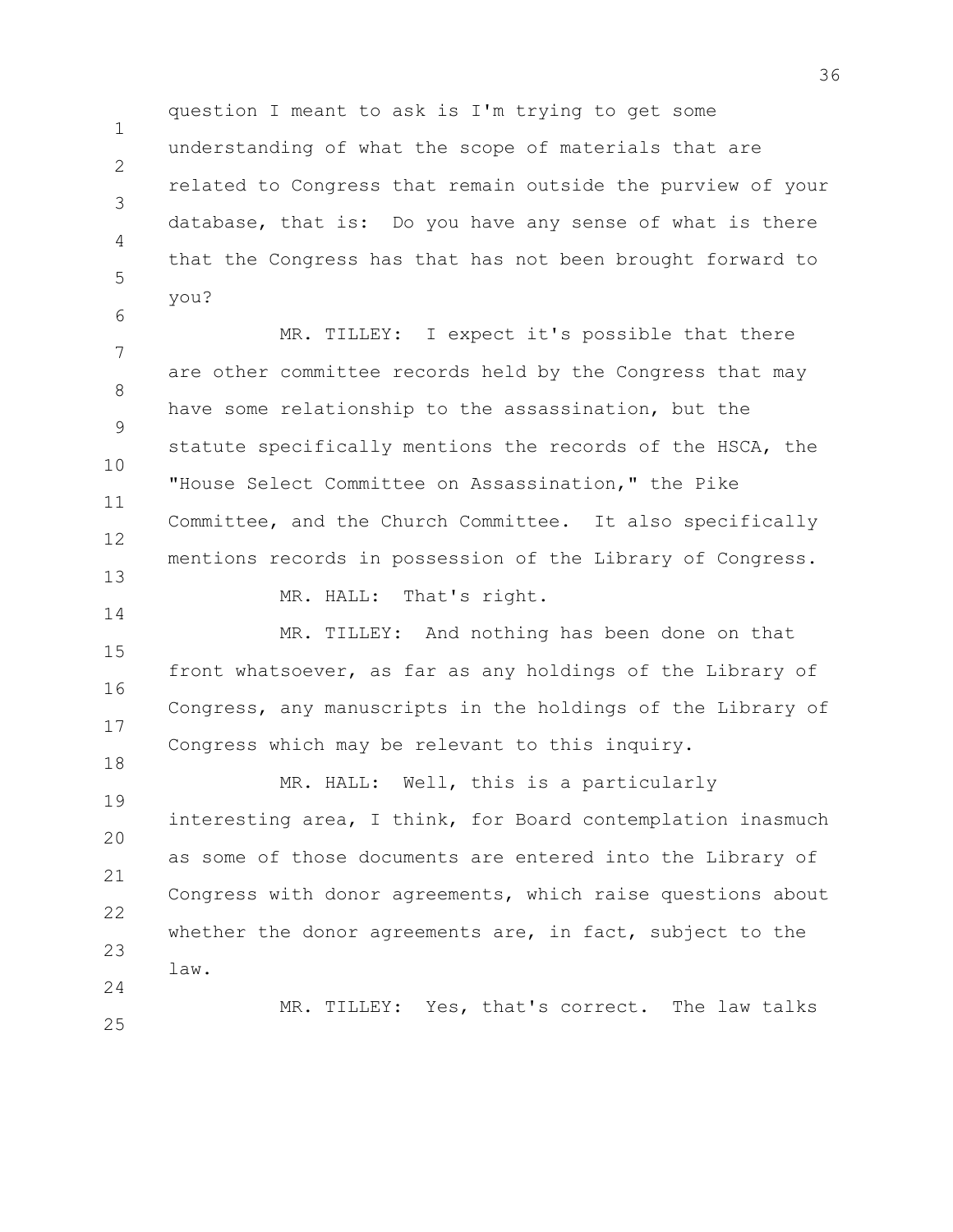question I meant to ask is I'm trying to get some understanding of what the scope of materials that are related to Congress that remain outside the purview of your database, that is: Do you have any sense of what is there that the Congress has that has not been brought forward to you?

MR. TILLEY: I expect it's possible that there are other committee records held by the Congress that may have some relationship to the assassination, but the statute specifically mentions the records of the HSCA, the "House Select Committee on Assassination," the Pike Committee, and the Church Committee. It also specifically mentions records in possession of the Library of Congress.

MR. HALL: That's right.

MR. TILLEY: And nothing has been done on that front whatsoever, as far as any holdings of the Library of Congress, any manuscripts in the holdings of the Library of Congress which may be relevant to this inquiry.

MR. HALL: Well, this is a particularly interesting area, I think, for Board contemplation inasmuch as some of those documents are entered into the Library of Congress with donor agreements, which raise questions about whether the donor agreements are, in fact, subject to the law.

MR. TILLEY: Yes, that's correct. The law talks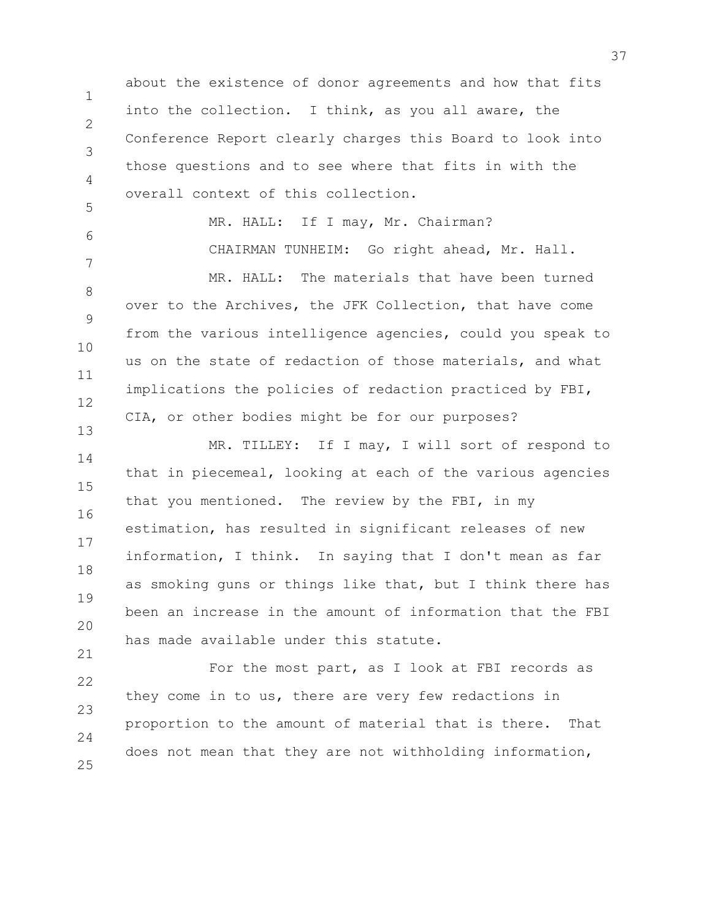about the existence of donor agreements and how that fits into the collection. I think, as you all aware, the Conference Report clearly charges this Board to look into those questions and to see where that fits in with the overall context of this collection.

MR. HALL: If I may, Mr. Chairman?

CHAIRMAN TUNHEIM: Go right ahead, Mr. Hall.

MR. HALL: The materials that have been turned over to the Archives, the JFK Collection, that have come from the various intelligence agencies, could you speak to us on the state of redaction of those materials, and what implications the policies of redaction practiced by FBI, CIA, or other bodies might be for our purposes?

MR. TILLEY: If I may, I will sort of respond to that in piecemeal, looking at each of the various agencies that you mentioned. The review by the FBI, in my estimation, has resulted in significant releases of new information, I think. In saying that I don't mean as far as smoking guns or things like that, but I think there has been an increase in the amount of information that the FBI has made available under this statute.

For the most part, as I look at FBI records as they come in to us, there are very few redactions in proportion to the amount of material that is there. That does not mean that they are not withholding information,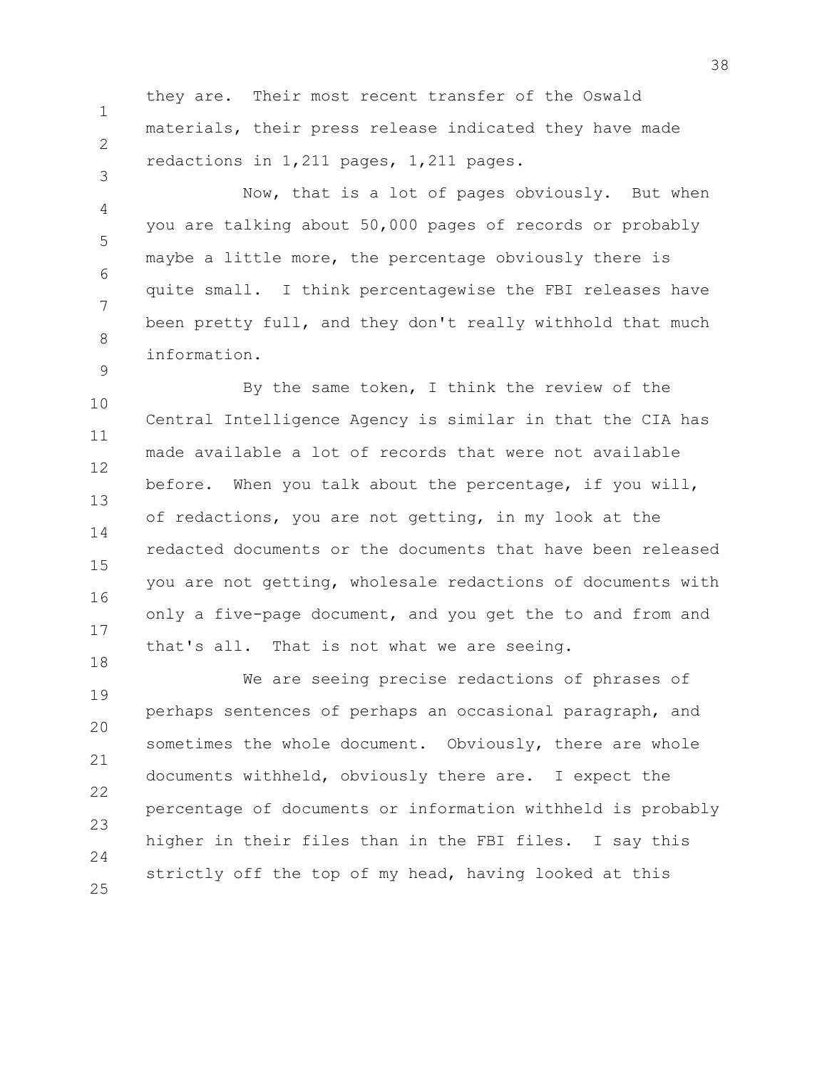they are. Their most recent transfer of the Oswald materials, their press release indicated they have made redactions in 1,211 pages, 1,211 pages.

Now, that is a lot of pages obviously. But when you are talking about 50,000 pages of records or probably maybe a little more, the percentage obviously there is quite small. I think percentagewise the FBI releases have been pretty full, and they don't really withhold that much information.

By the same token, I think the review of the Central Intelligence Agency is similar in that the CIA has made available a lot of records that were not available before. When you talk about the percentage, if you will, of redactions, you are not getting, in my look at the redacted documents or the documents that have been released you are not getting, wholesale redactions of documents with only a five-page document, and you get the to and from and that's all. That is not what we are seeing.

We are seeing precise redactions of phrases of perhaps sentences of perhaps an occasional paragraph, and sometimes the whole document. Obviously, there are whole documents withheld, obviously there are. I expect the percentage of documents or information withheld is probably higher in their files than in the FBI files. I say this strictly off the top of my head, having looked at this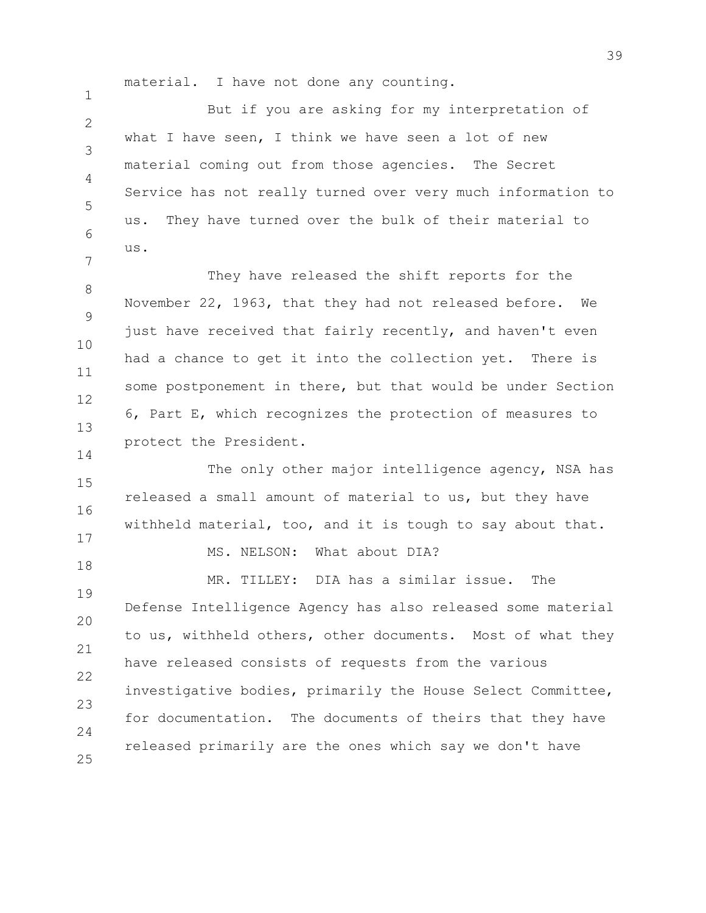material. I have not done any counting.

But if you are asking for my interpretation of what I have seen, I think we have seen a lot of new material coming out from those agencies. The Secret Service has not really turned over very much information to us. They have turned over the bulk of their material to us.

They have released the shift reports for the November 22, 1963, that they had not released before. We just have received that fairly recently, and haven't even had a chance to get it into the collection yet. There is some postponement in there, but that would be under Section 6, Part E, which recognizes the protection of measures to protect the President.

The only other major intelligence agency, NSA has released a small amount of material to us, but they have withheld material, too, and it is tough to say about that.

MS. NELSON: What about DIA?

MR. TILLEY: DIA has a similar issue. The Defense Intelligence Agency has also released some material to us, withheld others, other documents. Most of what they have released consists of requests from the various investigative bodies, primarily the House Select Committee, for documentation. The documents of theirs that they have released primarily are the ones which say we don't have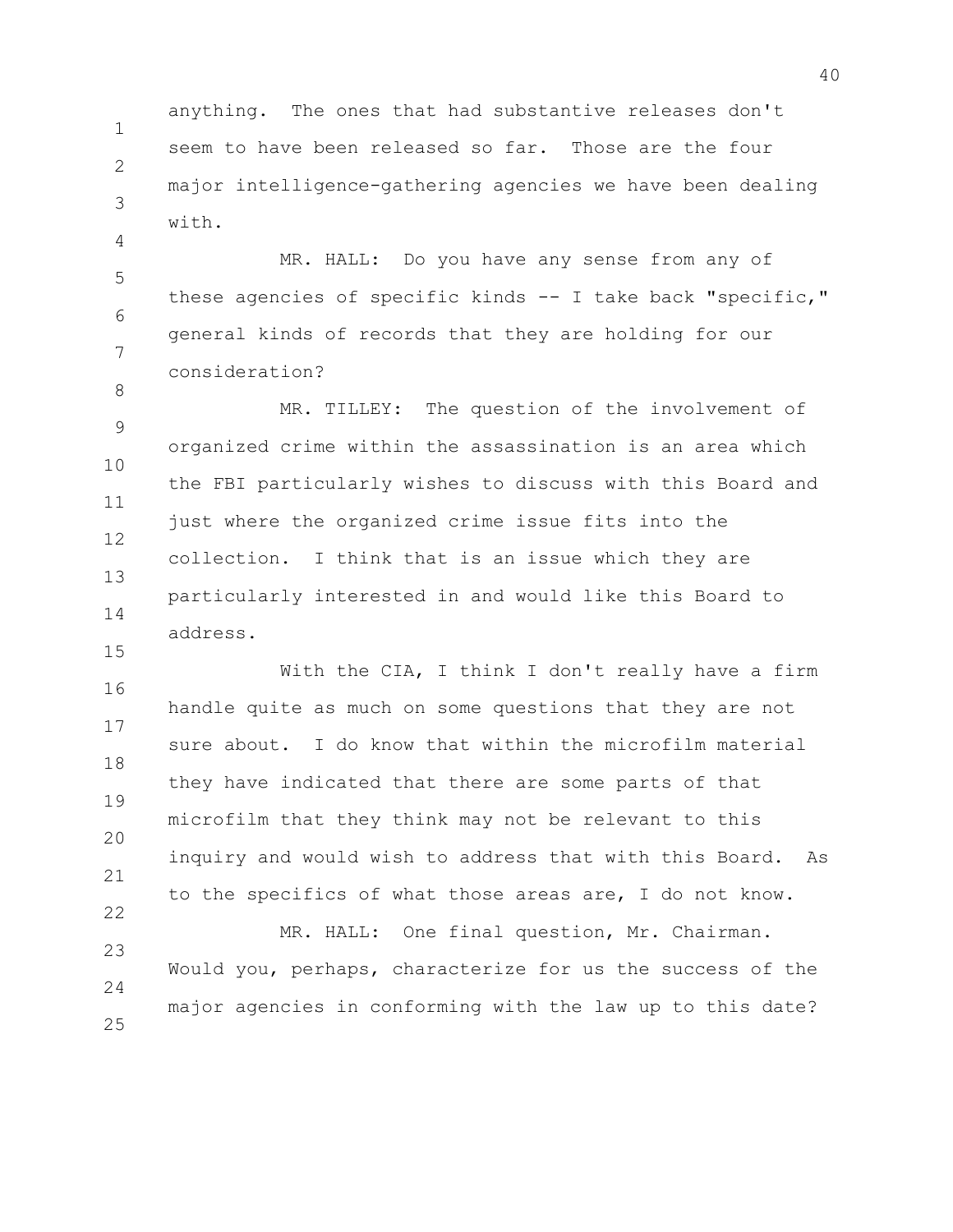anything. The ones that had substantive releases don't seem to have been released so far. Those are the four major intelligence-gathering agencies we have been dealing with.

MR. HALL: Do you have any sense from any of these agencies of specific kinds -- I take back "specific," general kinds of records that they are holding for our consideration?

MR. TILLEY: The question of the involvement of organized crime within the assassination is an area which the FBI particularly wishes to discuss with this Board and just where the organized crime issue fits into the collection. I think that is an issue which they are particularly interested in and would like this Board to address.

With the CIA, I think I don't really have a firm handle quite as much on some questions that they are not sure about. I do know that within the microfilm material they have indicated that there are some parts of that microfilm that they think may not be relevant to this inquiry and would wish to address that with this Board. As to the specifics of what those areas are, I do not know.

MR. HALL: One final question, Mr. Chairman. Would you, perhaps, characterize for us the success of the major agencies in conforming with the law up to this date?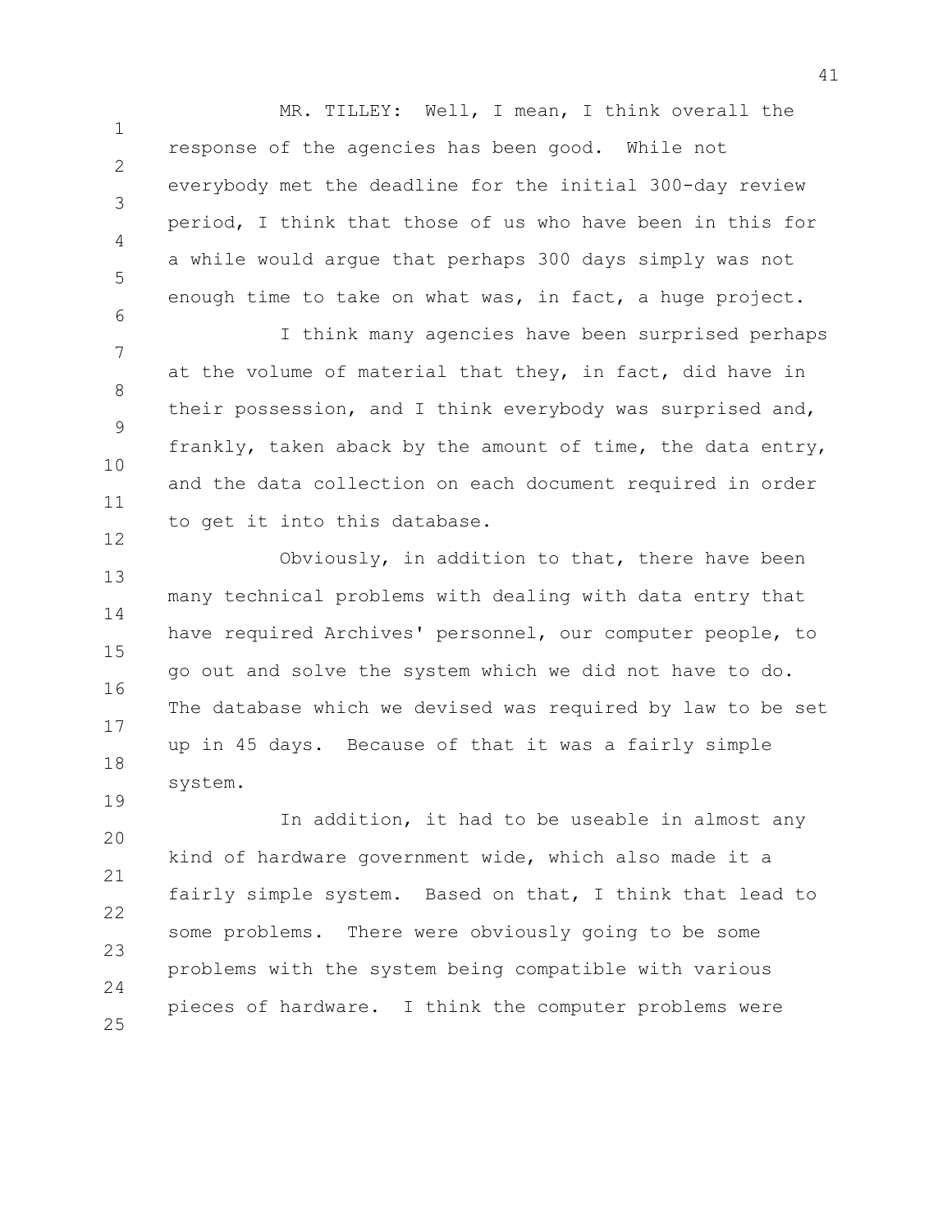MR. TILLEY: Well, I mean, I think overall the response of the agencies has been good. While not everybody met the deadline for the initial 300-day review period, I think that those of us who have been in this for a while would argue that perhaps 300 days simply was not enough time to take on what was, in fact, a huge project.

I think many agencies have been surprised perhaps at the volume of material that they, in fact, did have in their possession, and I think everybody was surprised and, frankly, taken aback by the amount of time, the data entry, and the data collection on each document required in order to get it into this database.

Obviously, in addition to that, there have been many technical problems with dealing with data entry that have required Archives' personnel, our computer people, to go out and solve the system which we did not have to do. The database which we devised was required by law to be set up in 45 days. Because of that it was a fairly simple system.

In addition, it had to be useable in almost any kind of hardware government wide, which also made it a fairly simple system. Based on that, I think that lead to some problems. There were obviously going to be some problems with the system being compatible with various pieces of hardware. I think the computer problems were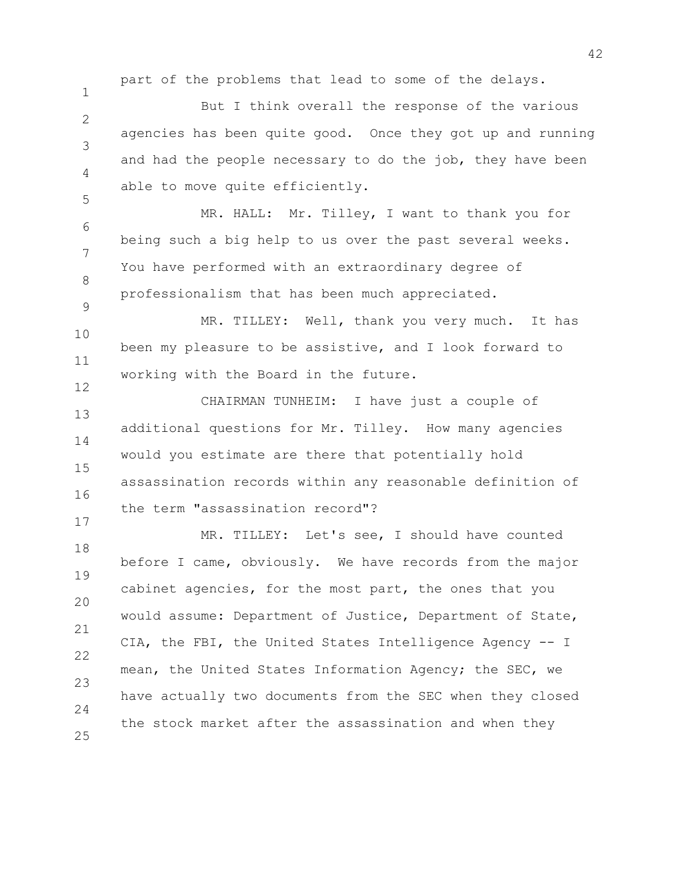part of the problems that lead to some of the delays.

But I think overall the response of the various agencies has been quite good. Once they got up and running and had the people necessary to do the job, they have been able to move quite efficiently.

MR. HALL: Mr. Tilley, I want to thank you for being such a big help to us over the past several weeks. You have performed with an extraordinary degree of professionalism that has been much appreciated.

MR. TILLEY: Well, thank you very much. It has been my pleasure to be assistive, and I look forward to working with the Board in the future.

CHAIRMAN TUNHEIM: I have just a couple of additional questions for Mr. Tilley. How many agencies would you estimate are there that potentially hold assassination records within any reasonable definition of the term "assassination record"?

MR. TILLEY: Let's see, I should have counted before I came, obviously. We have records from the major cabinet agencies, for the most part, the ones that you would assume: Department of Justice, Department of State, CIA, the FBI, the United States Intelligence Agency -- I mean, the United States Information Agency; the SEC, we have actually two documents from the SEC when they closed the stock market after the assassination and when they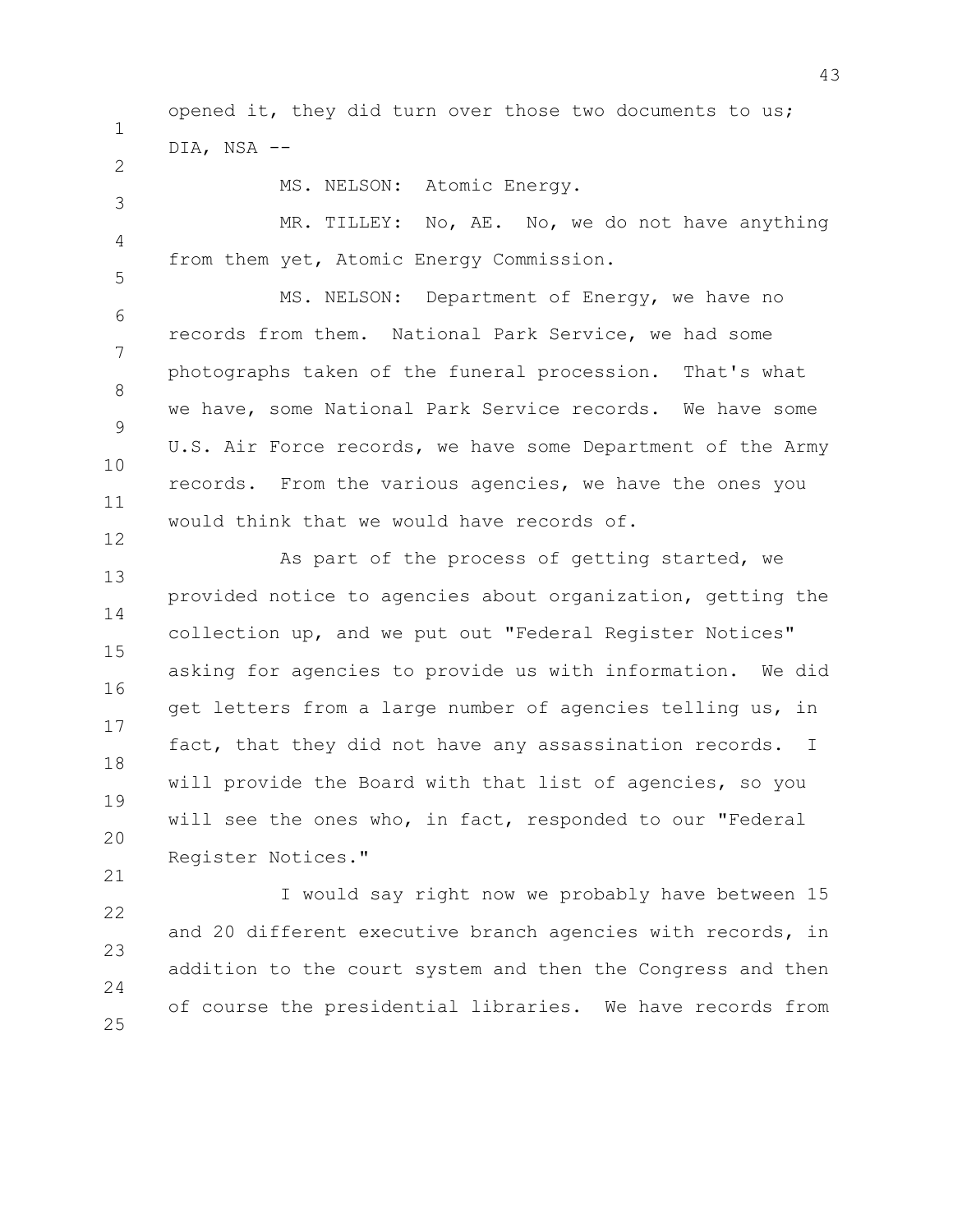opened it, they did turn over those two documents to us; DIA, NSA --

MS. NELSON: Atomic Energy.

MR. TILLEY: No, AE. No, we do not have anything from them yet, Atomic Energy Commission.

MS. NELSON: Department of Energy, we have no records from them. National Park Service, we had some photographs taken of the funeral procession. That's what we have, some National Park Service records. We have some U.S. Air Force records, we have some Department of the Army records. From the various agencies, we have the ones you would think that we would have records of.

As part of the process of getting started, we provided notice to agencies about organization, getting the collection up, and we put out "Federal Register Notices" asking for agencies to provide us with information. We did get letters from a large number of agencies telling us, in fact, that they did not have any assassination records. I will provide the Board with that list of agencies, so you will see the ones who, in fact, responded to our "Federal Register Notices."

I would say right now we probably have between 15 and 20 different executive branch agencies with records, in addition to the court system and then the Congress and then of course the presidential libraries. We have records from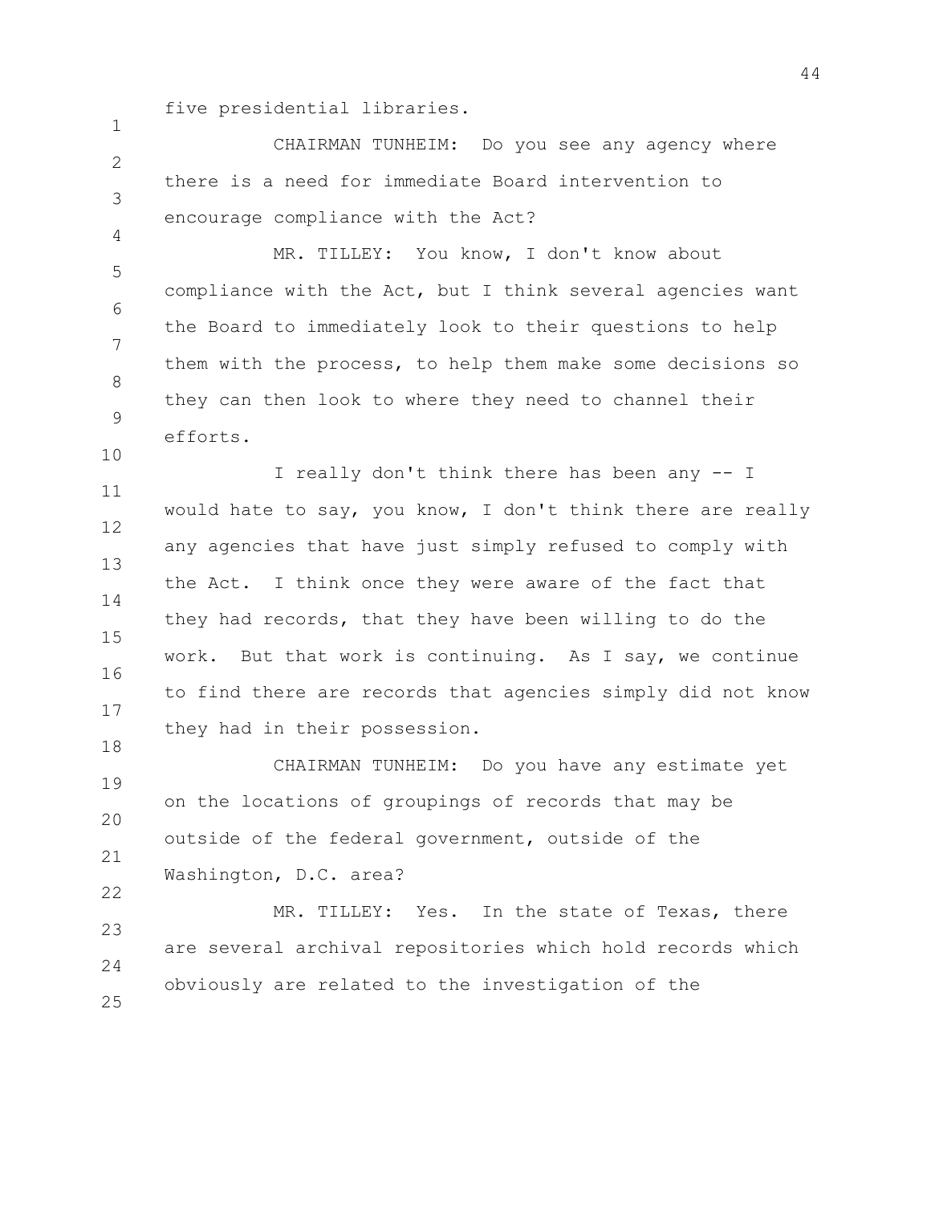five presidential libraries.

CHAIRMAN TUNHEIM: Do you see any agency where there is a need for immediate Board intervention to encourage compliance with the Act?

MR. TILLEY: You know, I don't know about compliance with the Act, but I think several agencies want the Board to immediately look to their questions to help them with the process, to help them make some decisions so they can then look to where they need to channel their efforts.

I really don't think there has been any -- I would hate to say, you know, I don't think there are really any agencies that have just simply refused to comply with the Act. I think once they were aware of the fact that they had records, that they have been willing to do the work. But that work is continuing. As I say, we continue to find there are records that agencies simply did not know they had in their possession.

CHAIRMAN TUNHEIM: Do you have any estimate yet on the locations of groupings of records that may be outside of the federal government, outside of the Washington, D.C. area?

MR. TILLEY: Yes. In the state of Texas, there are several archival repositories which hold records which obviously are related to the investigation of the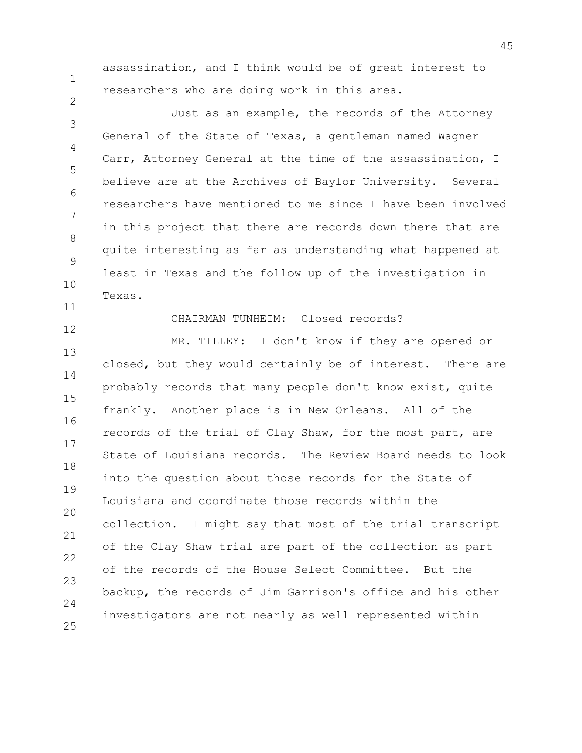assassination, and I think would be of great interest to researchers who are doing work in this area.

Just as an example, the records of the Attorney General of the State of Texas, a gentleman named Wagner Carr, Attorney General at the time of the assassination, I believe are at the Archives of Baylor University. Several researchers have mentioned to me since I have been involved in this project that there are records down there that are quite interesting as far as understanding what happened at least in Texas and the follow up of the investigation in Texas.

CHAIRMAN TUNHEIM: Closed records?

MR. TILLEY: I don't know if they are opened or closed, but they would certainly be of interest. There are probably records that many people don't know exist, quite frankly. Another place is in New Orleans. All of the records of the trial of Clay Shaw, for the most part, are State of Louisiana records. The Review Board needs to look into the question about those records for the State of Louisiana and coordinate those records within the collection. I might say that most of the trial transcript of the Clay Shaw trial are part of the collection as part of the records of the House Select Committee. But the backup, the records of Jim Garrison's office and his other investigators are not nearly as well represented within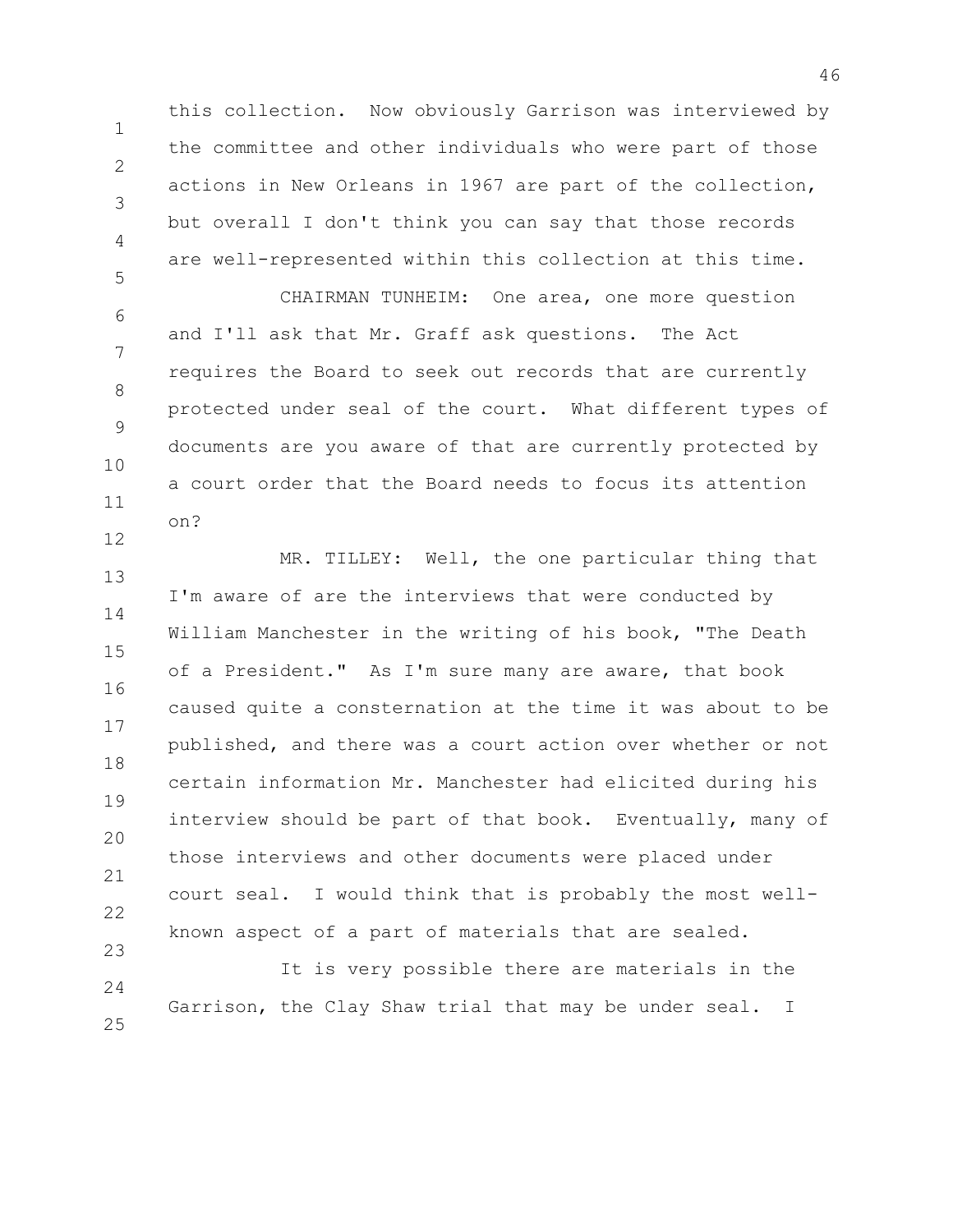this collection. Now obviously Garrison was interviewed by the committee and other individuals who were part of those actions in New Orleans in 1967 are part of the collection, but overall I don't think you can say that those records are well-represented within this collection at this time.

CHAIRMAN TUNHEIM: One area, one more question and I'll ask that Mr. Graff ask questions. The Act requires the Board to seek out records that are currently protected under seal of the court. What different types of documents are you aware of that are currently protected by a court order that the Board needs to focus its attention on?

MR. TILLEY: Well, the one particular thing that I'm aware of are the interviews that were conducted by William Manchester in the writing of his book, "The Death of a President." As I'm sure many are aware, that book caused quite a consternation at the time it was about to be published, and there was a court action over whether or not certain information Mr. Manchester had elicited during his interview should be part of that book. Eventually, many of those interviews and other documents were placed under court seal. I would think that is probably the most well-known aspect of a part of materials that are sealed.

It is very possible there are materials in the Garrison, the Clay Shaw trial that may be under seal. I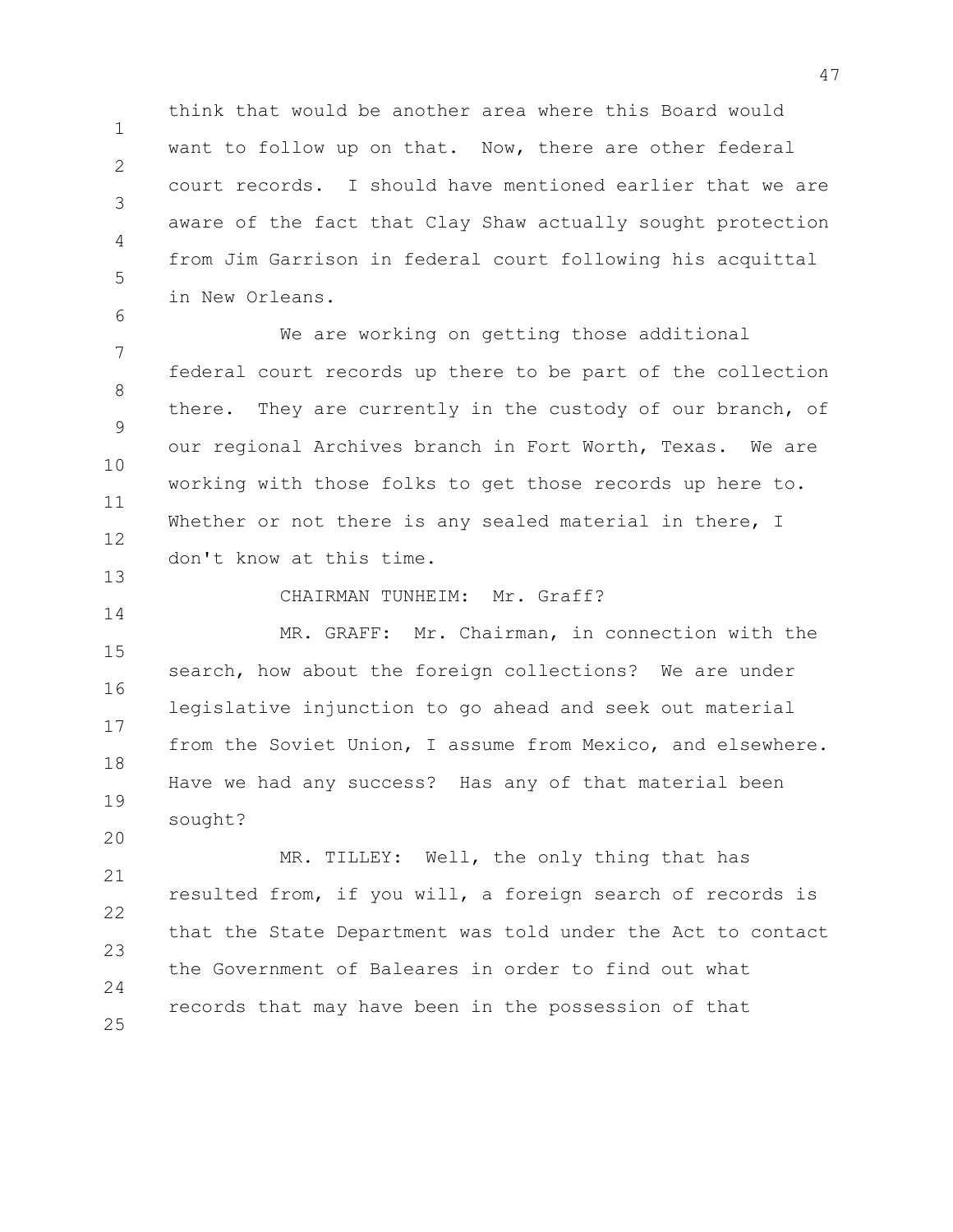think that would be another area where this Board would want to follow up on that. Now, there are other federal court records. I should have mentioned earlier that we are aware of the fact that Clay Shaw actually sought protection from Jim Garrison in federal court following his acquittal in New Orleans.

We are working on getting those additional federal court records up there to be part of the collection there. They are currently in the custody of our branch, of our regional Archives branch in Fort Worth, Texas. We are working with those folks to get those records up here to. Whether or not there is any sealed material in there, I don't know at this time.

CHAIRMAN TUNHEIM: Mr. Graff?

MR. GRAFF: Mr. Chairman, in connection with the search, how about the foreign collections? We are under legislative injunction to go ahead and seek out material from the Soviet Union, I assume from Mexico, and elsewhere. Have we had any success? Has any of that material been sought?

MR. TILLEY: Well, the only thing that has resulted from, if you will, a foreign search of records is that the State Department was told under the Act to contact the Government of Baleares in order to find out what records that may have been in the possession of that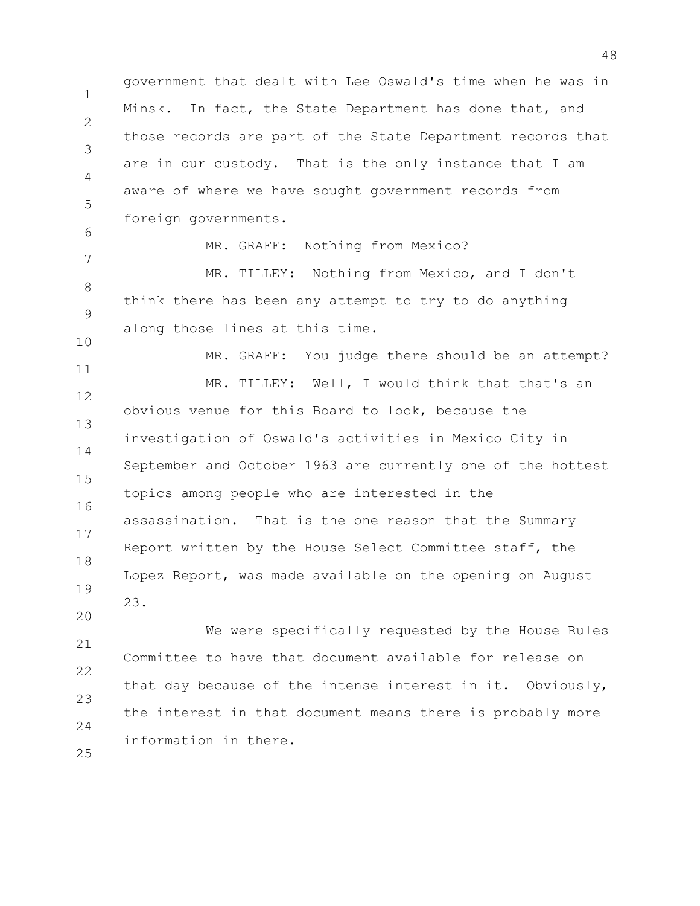government that dealt with Lee Oswald's time when he was in Minsk. In fact, the State Department has done that, and those records are part of the State Department records that are in our custody. That is the only instance that I am aware of where we have sought government records from foreign governments.

MR. GRAFF: Nothing from Mexico?

MR. TILLEY: Nothing from Mexico, and I don't think there has been any attempt to try to do anything along those lines at this time.

MR. GRAFF: You judge there should be an attempt?

MR. TILLEY: Well, I would think that that's an obvious venue for this Board to look, because the investigation of Oswald's activities in Mexico City in September and October 1963 are currently one of the hottest topics among people who are interested in the assassination. That is the one reason that the Summary Report written by the House Select Committee staff, the Lopez Report, was made available on the opening on August 23.

We were specifically requested by the House Rules Committee to have that document available for release on that day because of the intense interest in it. Obviously, the interest in that document means there is probably more information in there.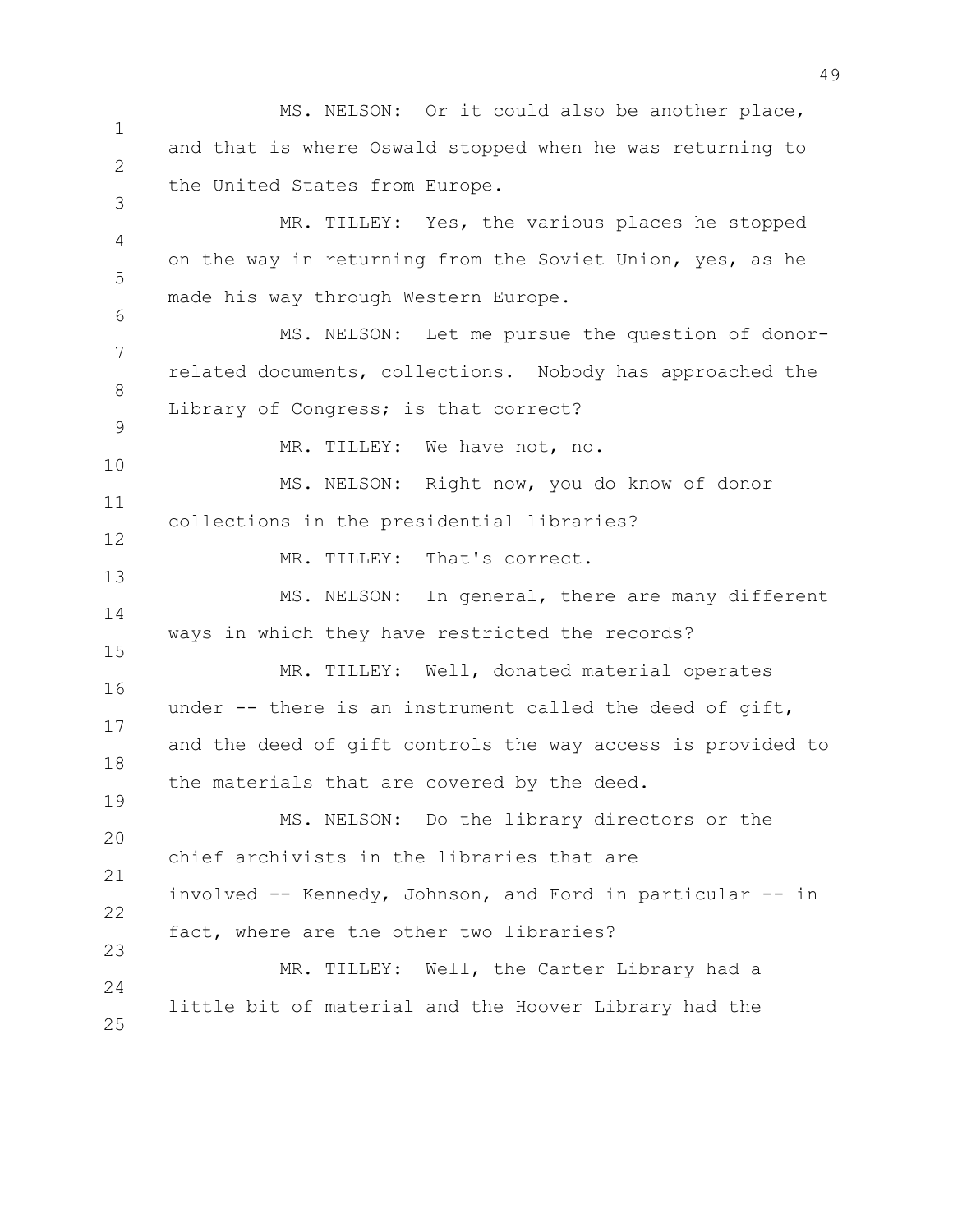MS. NELSON: Or it could also be another place, and that is where Oswald stopped when he was returning to the United States from Europe.

MR. TILLEY: Yes, the various places he stopped on the way in returning from the Soviet Union, yes, as he made his way through Western Europe.

MS. NELSON: Let me pursue the question of donor-related documents, collections. Nobody has approached the Library of Congress; is that correct?

MR. TILLEY: We have not, no.

MS. NELSON: Right now, you do know of donor collections in the presidential libraries?

MR. TILLEY: That's correct.

MS. NELSON: In general, there are many different ways in which they have restricted the records?

MR. TILLEY: Well, donated material operates under -- there is an instrument called the deed of gift, and the deed of gift controls the way access is provided to the materials that are covered by the deed.

MS. NELSON: Do the library directors or the chief archivists in the libraries that are involved -- Kennedy, Johnson, and Ford in particular -- in fact, where are the other two libraries?

MR. TILLEY: Well, the Carter Library had a little bit of material and the Hoover Library had the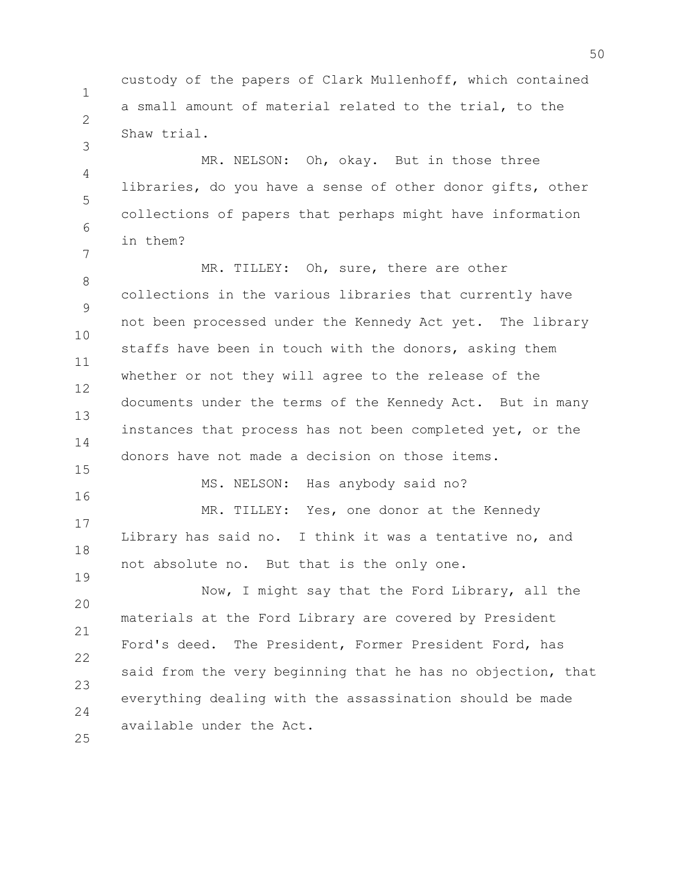custody of the papers of Clark Mullenhoff, which contained a small amount of material related to the trial, to the Shaw trial.

MR. NELSON: Oh, okay. But in those three libraries, do you have a sense of other donor gifts, other collections of papers that perhaps might have information in them?

MR. TILLEY: Oh, sure, there are other collections in the various libraries that currently have not been processed under the Kennedy Act yet. The library staffs have been in touch with the donors, asking them whether or not they will agree to the release of the documents under the terms of the Kennedy Act. But in many instances that process has not been completed yet, or the donors have not made a decision on those items.

MS. NELSON: Has anybody said no?

MR. TILLEY: Yes, one donor at the Kennedy Library has said no. I think it was a tentative no, and not absolute no. But that is the only one.

Now, I might say that the Ford Library, all the materials at the Ford Library are covered by President Ford's deed. The President, Former President Ford, has said from the very beginning that he has no objection, that everything dealing with the assassination should be made available under the Act.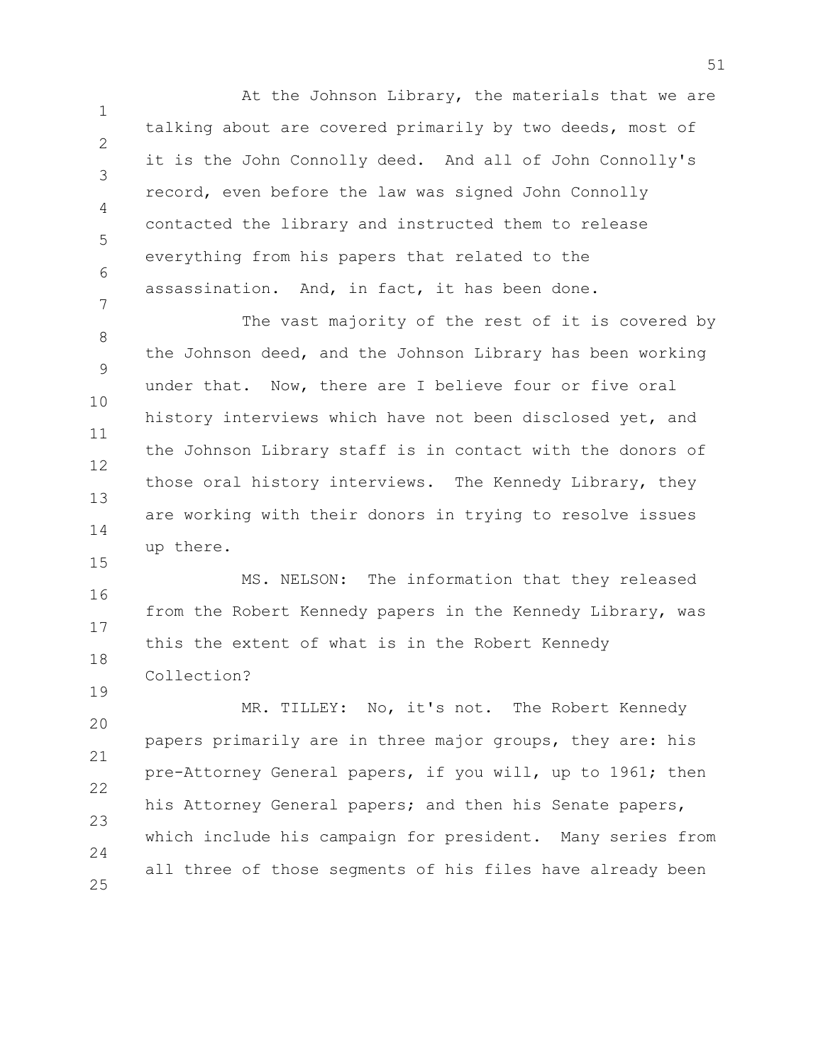At the Johnson Library, the materials that we are talking about are covered primarily by two deeds, most of it is the John Connolly deed. And all of John Connolly's record, even before the law was signed John Connolly contacted the library and instructed them to release everything from his papers that related to the assassination. And, in fact, it has been done.

The vast majority of the rest of it is covered by the Johnson deed, and the Johnson Library has been working under that. Now, there are I believe four or five oral history interviews which have not been disclosed yet, and the Johnson Library staff is in contact with the donors of those oral history interviews. The Kennedy Library, they are working with their donors in trying to resolve issues up there.

MS. NELSON: The information that they released from the Robert Kennedy papers in the Kennedy Library, was this the extent of what is in the Robert Kennedy Collection?

MR. TILLEY: No, it's not. The Robert Kennedy papers primarily are in three major groups, they are: his pre-Attorney General papers, if you will, up to 1961; then his Attorney General papers; and then his Senate papers, which include his campaign for president. Many series from all three of those segments of his files have already been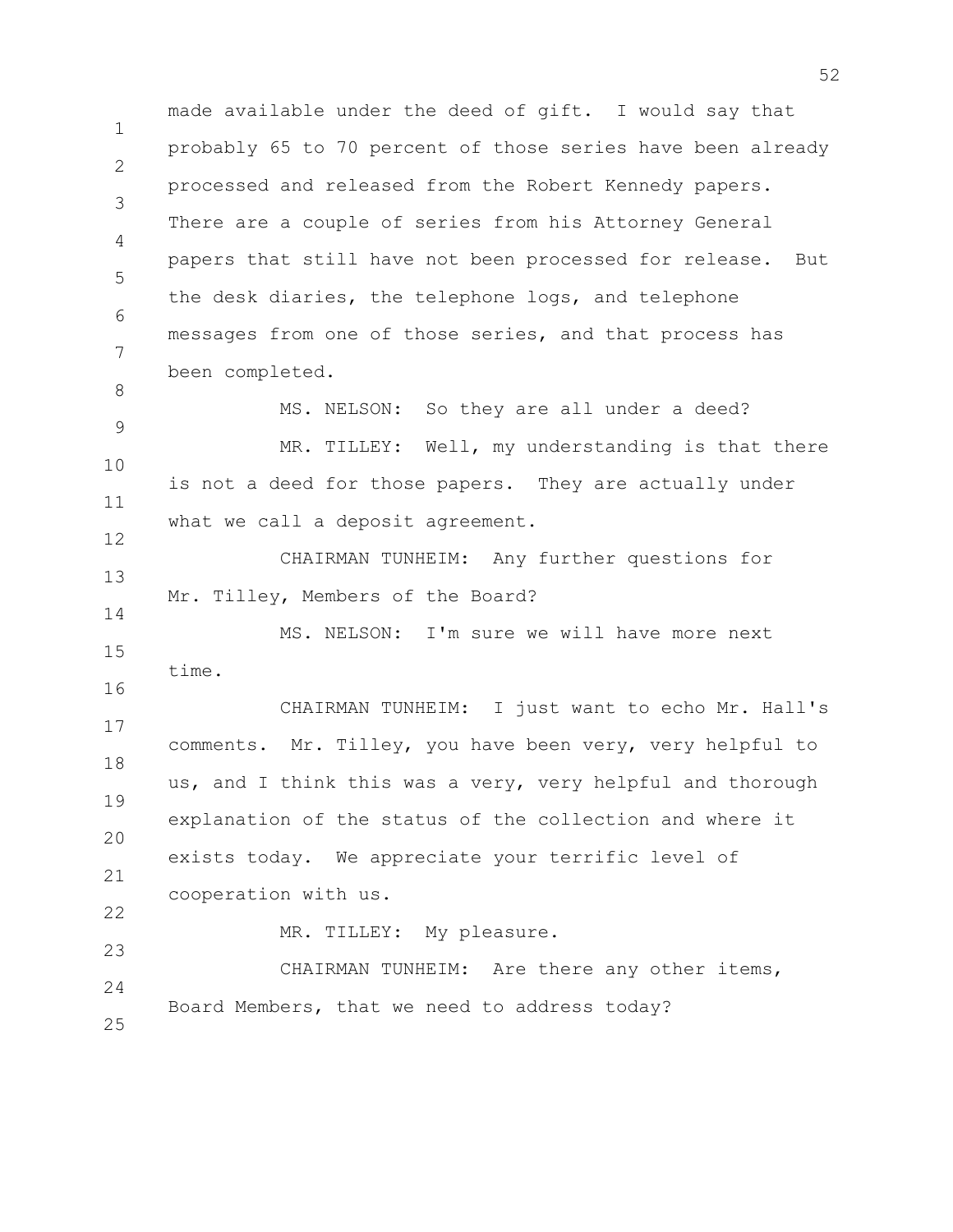made available under the deed of gift. I would say that probably 65 to 70 percent of those series have been already processed and released from the Robert Kennedy papers. There are a couple of series from his Attorney General papers that still have not been processed for release. But the desk diaries, the telephone logs, and telephone messages from one of those series, and that process has been completed.

MS. NELSON: So they are all under a deed?

MR. TILLEY: Well, my understanding is that there is not a deed for those papers. They are actually under what we call a deposit agreement.

CHAIRMAN TUNHEIM: Any further questions for Mr. Tilley, Members of the Board?

MS. NELSON: I'm sure we will have more next time.

CHAIRMAN TUNHEIM: I just want to echo Mr. Hall's comments. Mr. Tilley, you have been very, very helpful to us, and I think this was a very, very helpful and thorough explanation of the status of the collection and where it exists today. We appreciate your terrific level of cooperation with us.

MR. TILLEY: My pleasure.

CHAIRMAN TUNHEIM: Are there any other items, Board Members, that we need to address today?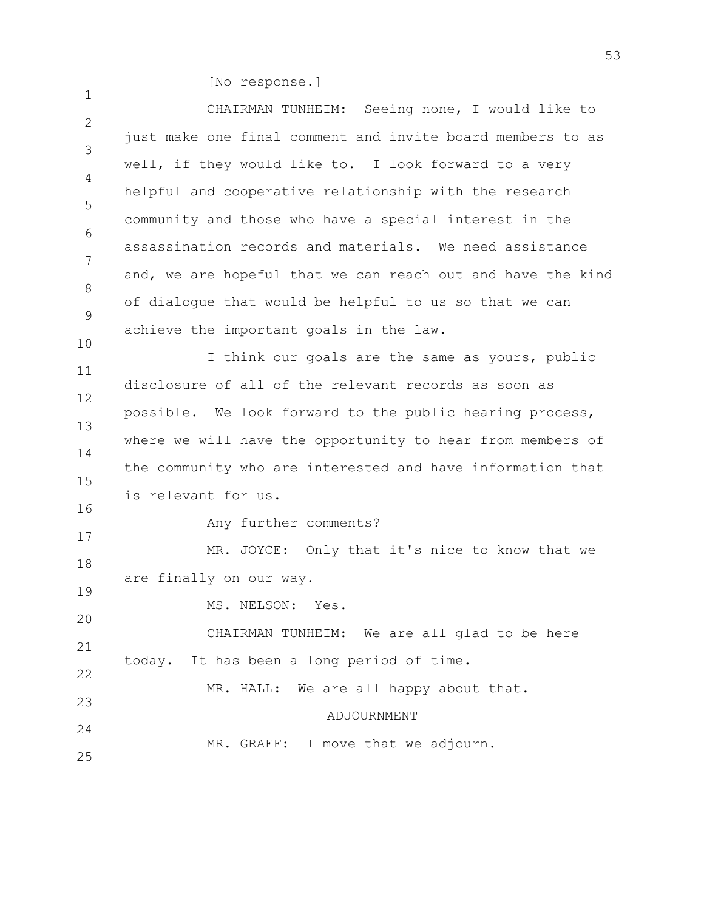[No response.]

CHAIRMAN TUNHEIM: Seeing none, I would like to just make one final comment and invite board members to as well, if they would like to. I look forward to a very helpful and cooperative relationship with the research community and those who have a special interest in the assassination records and materials. We need assistance and, we are hopeful that we can reach out and have the kind of dialogue that would be helpful to us so that we can achieve the important goals in the law.

I think our goals are the same as yours, public disclosure of all of the relevant records as soon as possible. We look forward to the public hearing process, where we will have the opportunity to hear from members of the community who are interested and have information that is relevant for us.

Any further comments?

MR. JOYCE: Only that it's nice to know that we are finally on our way.

MS. NELSON: Yes.

CHAIRMAN TUNHEIM: We are all glad to be here today. It has been a long period of time.

MR. HALL: We are all happy about that.

ADJOURNMENT

MR. GRAFF: I move that we adjourn.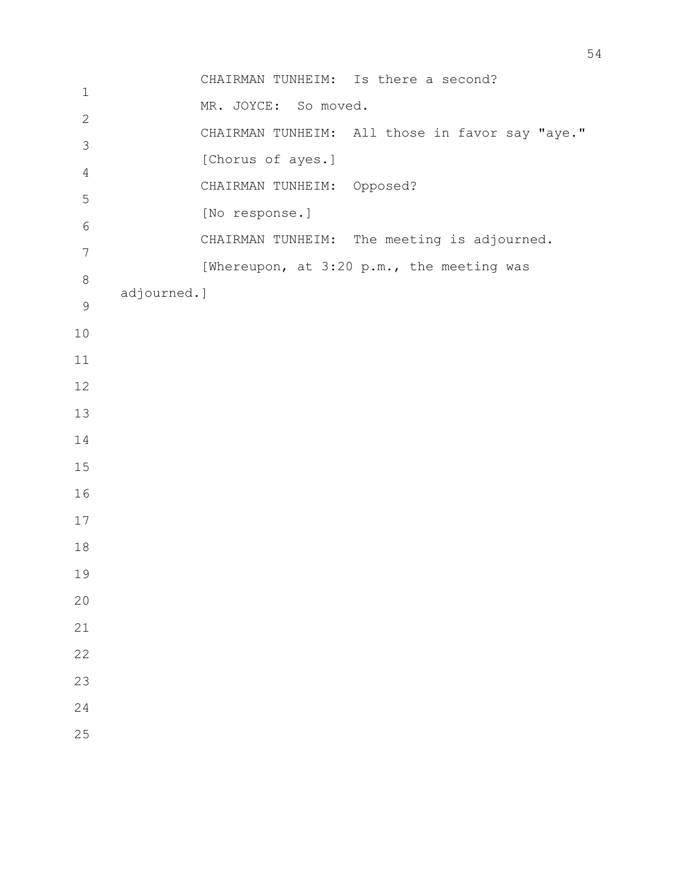CHAIRMAN TUNHEIM: Is there a second?

MR. JOYCE: So moved.

CHAIRMAN TUNHEIM: All those in favor say "aye."

[Chorus of ayes.]

CHAIRMAN TUNHEIM: Opposed?

[No response.]

CHAIRMAN TUNHEIM: The meeting is adjourned.

[Whereupon, at 3:20 p.m., the meeting was adjourned.]